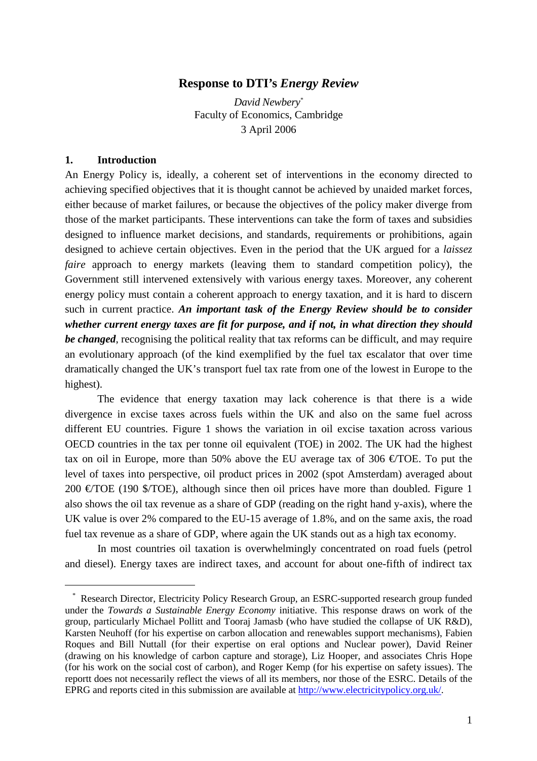# Response to DTI's *Energy Review*

*David Newbery*[*]
Faculty of Economics, Cambridge
3 April 2006

## 1. Introduction

An Energy Policy is, ideally, a coherent set of interventions in the economy directed to achieving specified objectives that it is thought cannot be achieved by unaided market forces, either because of market failures, or because the objectives of the policy maker diverge from those of the market participants. These interventions can take the form of taxes and subsidies designed to influence market decisions, and standards, requirements or prohibitions, again designed to achieve certain objectives. Even in the period that the UK argued for a *laissez faire* approach to energy markets (leaving them to standard competition policy), the Government still intervened extensively with various energy taxes. Moreover, any coherent energy policy must contain a coherent approach to energy taxation, and it is hard to discern such in current practice. ***An important task of the Energy Review should be to consider whether current energy taxes are fit for purpose, and if not, in what direction they should be changed***, recognising the political reality that tax reforms can be difficult, and may require an evolutionary approach (of the kind exemplified by the fuel tax escalator that over time dramatically changed the UK's transport fuel tax rate from one of the lowest in Europe to the highest).

The evidence that energy taxation may lack coherence is that there is a wide divergence in excise taxes across fuels within the UK and also on the same fuel across different EU countries. Figure 1 shows the variation in oil excise taxation across various OECD countries in the tax per tonne oil equivalent (TOE) in 2002. The UK had the highest tax on oil in Europe, more than 50% above the EU average tax of 306 €/TOE. To put the level of taxes into perspective, oil product prices in 2002 (spot Amsterdam) averaged about 200 €/TOE (190 $/TOE), although since then oil prices have more than doubled. Figure 1 also shows the oil tax revenue as a share of GDP (reading on the right hand y-axis), where the UK value is over 2% compared to the EU-15 average of 1.8%, and on the same axis, the road fuel tax revenue as a share of GDP, where again the UK stands out as a high tax economy.

In most countries oil taxation is overwhelmingly concentrated on road fuels (petrol and diesel). Energy taxes are indirect taxes, and account for about one-fifth of indirect tax

---

[*] Research Director, Electricity Policy Research Group, an ESRC-supported research group funded under the *Towards a Sustainable Energy Economy* initiative. This response draws on work of the group, particularly Michael Pollitt and Tooraj Jamasb (who have studied the collapse of UK R&D), Karsten Neuhoff (for his expertise on carbon allocation and renewables support mechanisms), Fabien Roques and Bill Nuttall (for their expertise on eral options and Nuclear power), David Reiner (drawing on his knowledge of carbon capture and storage), Liz Hooper, and associates Chris Hope (for his work on the social cost of carbon), and Roger Kemp (for his expertise on safety issues). The reportt does not necessarily reflect the views of all its members, nor those of the ESRC. Details of the EPRG and reports cited in this submission are available at http://www.electricitypolicy.org.uk/.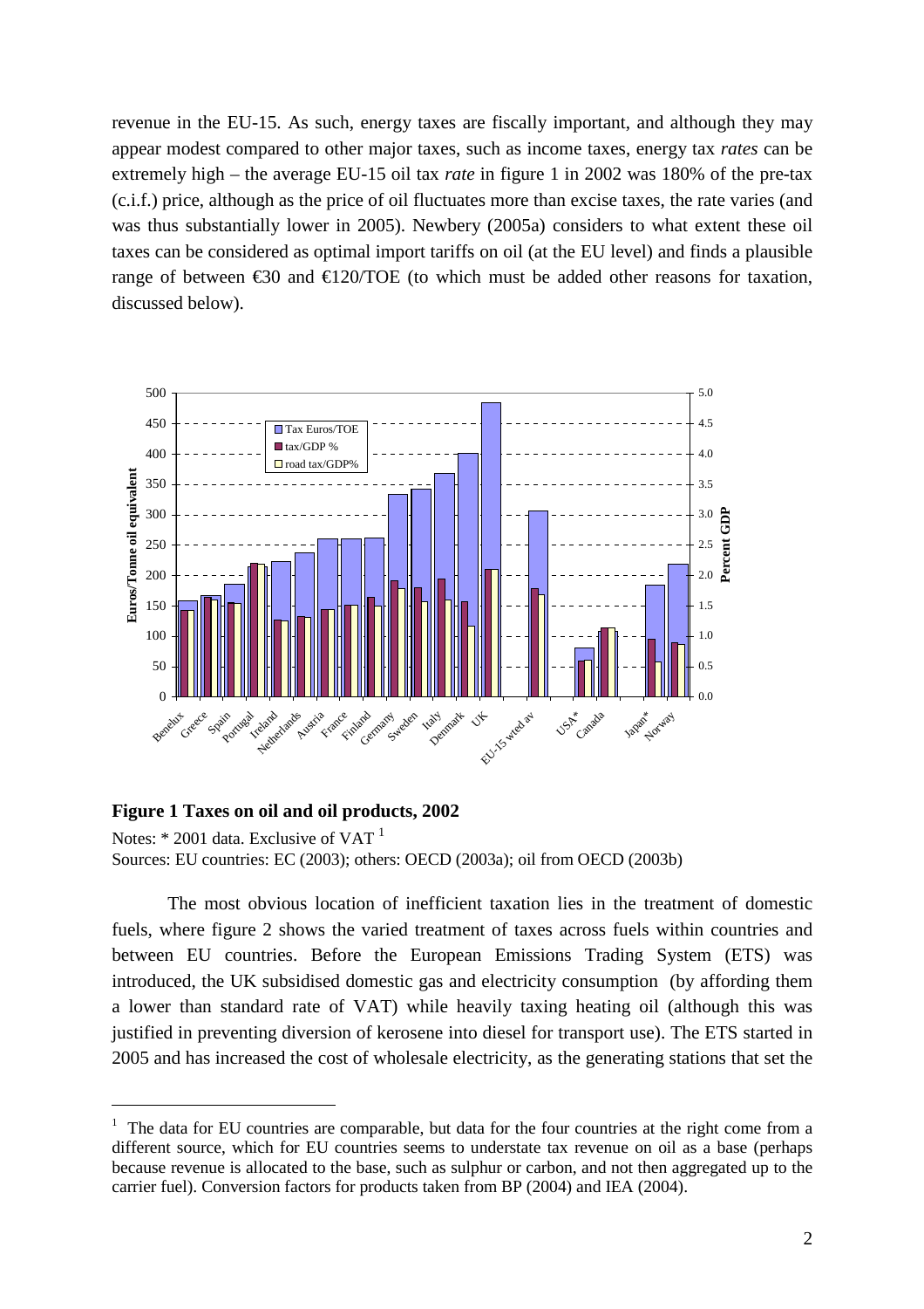revenue in the EU-15. As such, energy taxes are fiscally important, and although they may appear modest compared to other major taxes, such as income taxes, energy tax *rates* can be extremely high – the average EU-15 oil tax *rate* in figure 1 in 2002 was 180% of the pre-tax (c.i.f.) price, although as the price of oil fluctuates more than excise taxes, the rate varies (and was thus substantially lower in 2005). Newbery (2005a) considers to what extent these oil taxes can be considered as optimal import tariffs on oil (at the EU level) and finds a plausible range of between €30 and €120/TOE (to which must be added other reasons for taxation, discussed below).

**Figure 1 Taxes on oil and oil products, 2002**

Notes: * 2001 data. Exclusive of VAT [1]
Sources: EU countries: EC (2003); others: OECD (2003a); oil from OECD (2003b)

The most obvious location of inefficient taxation lies in the treatment of domestic fuels, where figure 2 shows the varied treatment of taxes across fuels within countries and between EU countries. Before the European Emissions Trading System (ETS) was introduced, the UK subsidised domestic gas and electricity consumption (by affording them a lower than standard rate of VAT) while heavily taxing heating oil (although this was justified in preventing diversion of kerosene into diesel for transport use). The ETS started in 2005 and has increased the cost of wholesale electricity, as the generating stations that set the

[1] The data for EU countries are comparable, but data for the four countries at the right come from a different source, which for EU countries seems to understate tax revenue on oil as a base (perhaps because revenue is allocated to the base, such as sulphur or carbon, and not then aggregated up to the carrier fuel). Conversion factors for products taken from BP (2004) and IEA (2004).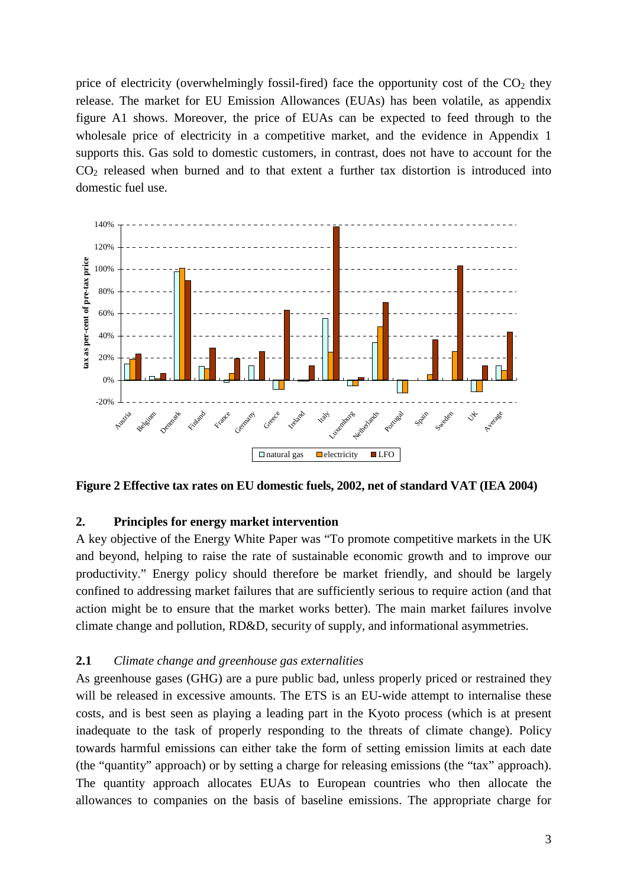price of electricity (overwhelmingly fossil-fired) face the opportunity cost of the $CO_2$ they release. The market for EU Emission Allowances (EUAs) has been volatile, as appendix figure A1 shows. Moreover, the price of EUAs can be expected to feed through to the wholesale price of electricity in a competitive market, and the evidence in Appendix 1 supports this. Gas sold to domestic customers, in contrast, does not have to account for the $CO_2$ released when burned and to that extent a further tax distortion is introduced into domestic fuel use.

**Figure 2 Effective tax rates on EU domestic fuels, 2002, net of standard VAT (IEA 2004)**

## 2. Principles for energy market intervention

A key objective of the Energy White Paper was "To promote competitive markets in the UK and beyond, helping to raise the rate of sustainable economic growth and to improve our productivity." Energy policy should therefore be market friendly, and should be largely confined to addressing market failures that are sufficiently serious to require action (and that action might be to ensure that the market works better). The main market failures involve climate change and pollution, RD&D, security of supply, and informational asymmetries.

### 2.1 *Climate change and greenhouse gas externalities*

As greenhouse gases (GHG) are a pure public bad, unless properly priced or restrained they will be released in excessive amounts. The ETS is an EU-wide attempt to internalise these costs, and is best seen as playing a leading part in the Kyoto process (which is at present inadequate to the task of properly responding to the threats of climate change). Policy towards harmful emissions can either take the form of setting emission limits at each date (the "quantity" approach) or by setting a charge for releasing emissions (the "tax" approach). The quantity approach allocates EUAs to European countries who then allocate the allowances to companies on the basis of baseline emissions. The appropriate charge for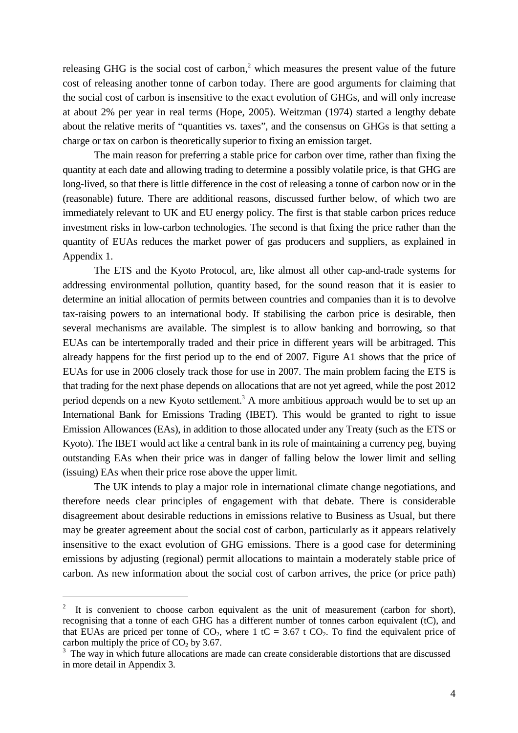releasing GHG is the social cost of carbon,[2] which measures the present value of the future cost of releasing another tonne of carbon today. There are good arguments for claiming that the social cost of carbon is insensitive to the exact evolution of GHGs, and will only increase at about 2% per year in real terms (Hope, 2005). Weitzman (1974) started a lengthy debate about the relative merits of "quantities vs. taxes", and the consensus on GHGs is that setting a charge or tax on carbon is theoretically superior to fixing an emission target.

The main reason for preferring a stable price for carbon over time, rather than fixing the quantity at each date and allowing trading to determine a possibly volatile price, is that GHG are long-lived, so that there is little difference in the cost of releasing a tonne of carbon now or in the (reasonable) future. There are additional reasons, discussed further below, of which two are immediately relevant to UK and EU energy policy. The first is that stable carbon prices reduce investment risks in low-carbon technologies. The second is that fixing the price rather than the quantity of EUAs reduces the market power of gas producers and suppliers, as explained in Appendix 1.

The ETS and the Kyoto Protocol, are, like almost all other cap-and-trade systems for addressing environmental pollution, quantity based, for the sound reason that it is easier to determine an initial allocation of permits between countries and companies than it is to devolve tax-raising powers to an international body. If stabilising the carbon price is desirable, then several mechanisms are available. The simplest is to allow banking and borrowing, so that EUAs can be intertemporally traded and their price in different years will be arbitraged. This already happens for the first period up to the end of 2007. Figure A1 shows that the price of EUAs for use in 2006 closely track those for use in 2007. The main problem facing the ETS is that trading for the next phase depends on allocations that are not yet agreed, while the post 2012 period depends on a new Kyoto settlement.[3] A more ambitious approach would be to set up an International Bank for Emissions Trading (IBET). This would be granted to right to issue Emission Allowances (EAs), in addition to those allocated under any Treaty (such as the ETS or Kyoto). The IBET would act like a central bank in its role of maintaining a currency peg, buying outstanding EAs when their price was in danger of falling below the lower limit and selling (issuing) EAs when their price rose above the upper limit.

The UK intends to play a major role in international climate change negotiations, and therefore needs clear principles of engagement with that debate. There is considerable disagreement about desirable reductions in emissions relative to Business as Usual, but there may be greater agreement about the social cost of carbon, particularly as it appears relatively insensitive to the exact evolution of GHG emissions. There is a good case for determining emissions by adjusting (regional) permit allocations to maintain a moderately stable price of carbon. As new information about the social cost of carbon arrives, the price (or price path)

---

[2] It is convenient to choose carbon equivalent as the unit of measurement (carbon for short), recognising that a tonne of each GHG has a different number of tonnes carbon equivalent (tC), and that EUAs are priced per tonne of $CO_2$, where 1 tC = 3.67 t $CO_2$. To find the equivalent price of carbon multiply the price of $CO_2$ by 3.67.

[3] The way in which future allocations are made can create considerable distortions that are discussed in more detail in Appendix 3.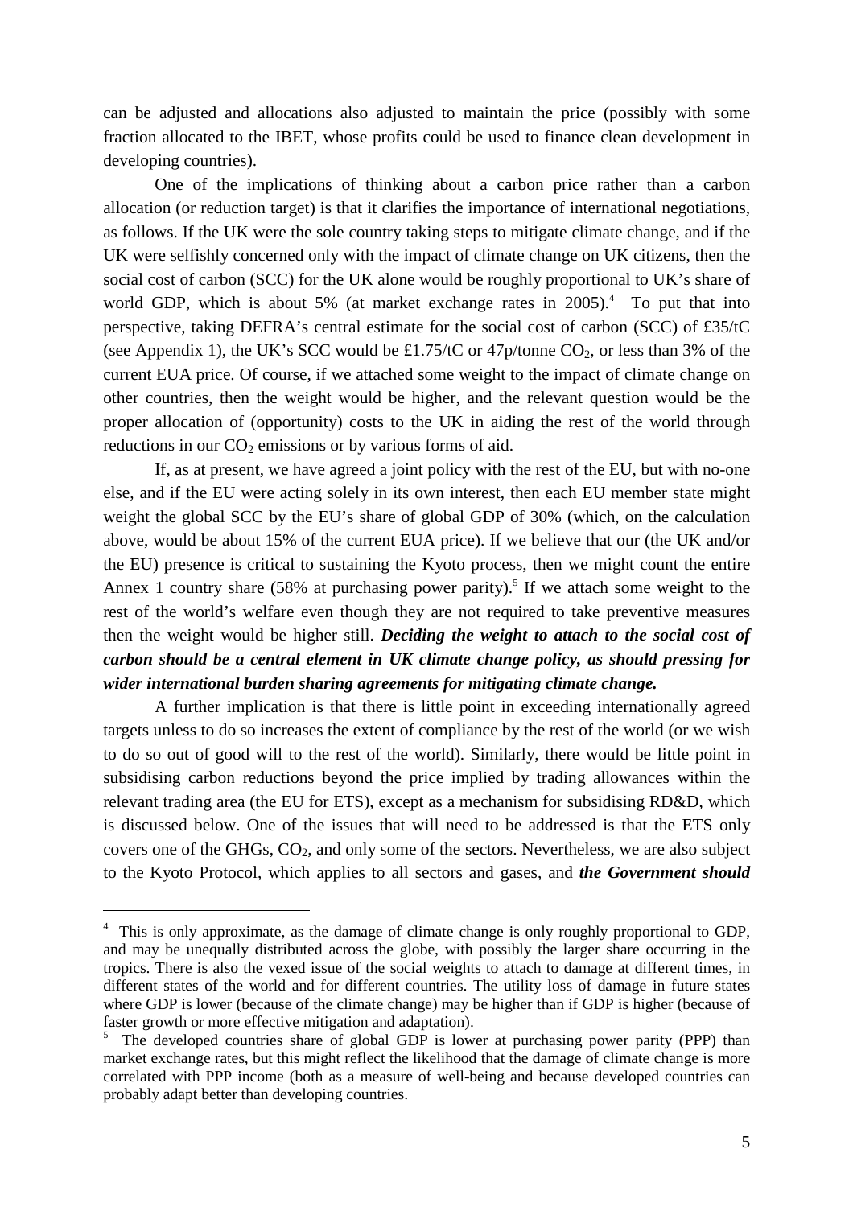can be adjusted and allocations also adjusted to maintain the price (possibly with some fraction allocated to the IBET, whose profits could be used to finance clean development in developing countries).

One of the implications of thinking about a carbon price rather than a carbon allocation (or reduction target) is that it clarifies the importance of international negotiations, as follows. If the UK were the sole country taking steps to mitigate climate change, and if the UK were selfishly concerned only with the impact of climate change on UK citizens, then the social cost of carbon (SCC) for the UK alone would be roughly proportional to UK's share of world GDP, which is about 5% (at market exchange rates in 2005).[4] To put that into perspective, taking DEFRA's central estimate for the social cost of carbon (SCC) of £35/tC (see Appendix 1), the UK's SCC would be £1.75/tC or 47p/tonne $CO_2$, or less than 3% of the current EUA price. Of course, if we attached some weight to the impact of climate change on other countries, then the weight would be higher, and the relevant question would be the proper allocation of (opportunity) costs to the UK in aiding the rest of the world through reductions in our $CO_2$ emissions or by various forms of aid.

If, as at present, we have agreed a joint policy with the rest of the EU, but with no-one else, and if the EU were acting solely in its own interest, then each EU member state might weight the global SCC by the EU's share of global GDP of 30% (which, on the calculation above, would be about 15% of the current EUA price). If we believe that our (the UK and/or the EU) presence is critical to sustaining the Kyoto process, then we might count the entire Annex 1 country share (58% at purchasing power parity).[5] If we attach some weight to the rest of the world's welfare even though they are not required to take preventive measures then the weight would be higher still. ***Deciding the weight to attach to the social cost of carbon should be a central element in UK climate change policy, as should pressing for wider international burden sharing agreements for mitigating climate change.***

A further implication is that there is little point in exceeding internationally agreed targets unless to do so increases the extent of compliance by the rest of the world (or we wish to do so out of good will to the rest of the world). Similarly, there would be little point in subsidising carbon reductions beyond the price implied by trading allowances within the relevant trading area (the EU for ETS), except as a mechanism for subsidising RD&D, which is discussed below. One of the issues that will need to be addressed is that the ETS only covers one of the GHGs, $CO_2$, and only some of the sectors. Nevertheless, we are also subject to the Kyoto Protocol, which applies to all sectors and gases, and ***the Government should***

---

[4] This is only approximate, as the damage of climate change is only roughly proportional to GDP, and may be unequally distributed across the globe, with possibly the larger share occurring in the tropics. There is also the vexed issue of the social weights to attach to damage at different times, in different states of the world and for different countries. The utility loss of damage in future states where GDP is lower (because of the climate change) may be higher than if GDP is higher (because of faster growth or more effective mitigation and adaptation).

[5] The developed countries share of global GDP is lower at purchasing power parity (PPP) than market exchange rates, but this might reflect the likelihood that the damage of climate change is more correlated with PPP income (both as a measure of well-being and because developed countries can probably adapt better than developing countries.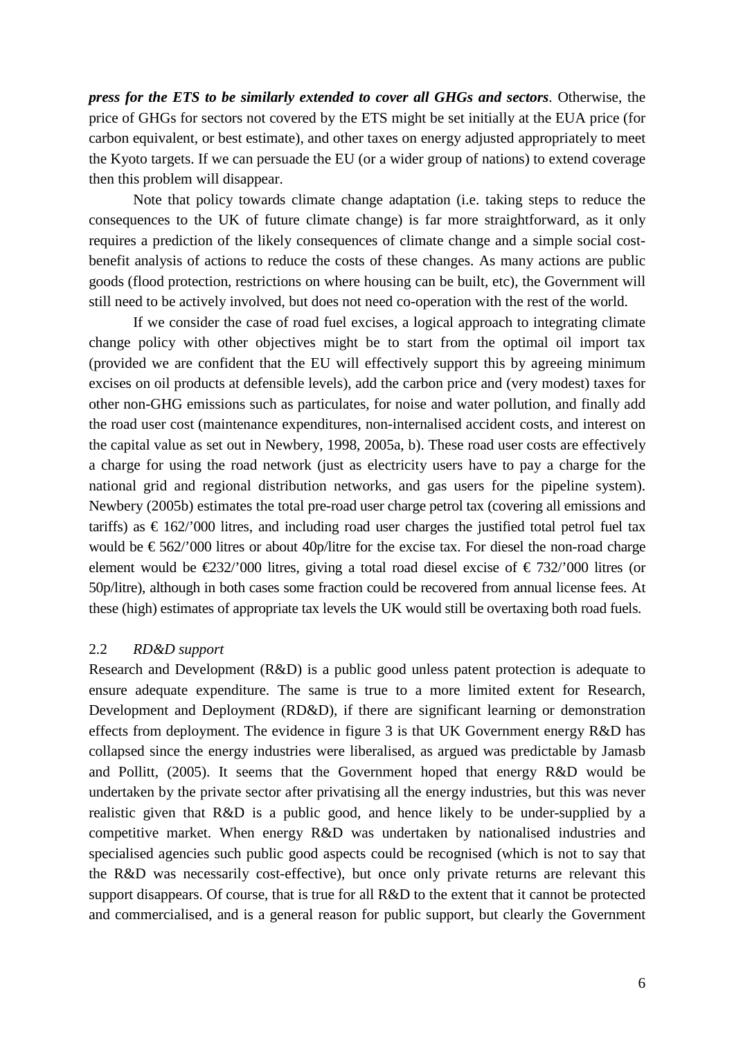***press for the ETS to be similarly extended to cover all GHGs and sectors***. Otherwise, the price of GHGs for sectors not covered by the ETS might be set initially at the EUA price (for carbon equivalent, or best estimate), and other taxes on energy adjusted appropriately to meet the Kyoto targets. If we can persuade the EU (or a wider group of nations) to extend coverage then this problem will disappear.

Note that policy towards climate change adaptation (i.e. taking steps to reduce the consequences to the UK of future climate change) is far more straightforward, as it only requires a prediction of the likely consequences of climate change and a simple social cost-benefit analysis of actions to reduce the costs of these changes. As many actions are public goods (flood protection, restrictions on where housing can be built, etc), the Government will still need to be actively involved, but does not need co-operation with the rest of the world.

If we consider the case of road fuel excises, a logical approach to integrating climate change policy with other objectives might be to start from the optimal oil import tax (provided we are confident that the EU will effectively support this by agreeing minimum excises on oil products at defensible levels), add the carbon price and (very modest) taxes for other non-GHG emissions such as particulates, for noise and water pollution, and finally add the road user cost (maintenance expenditures, non-internalised accident costs, and interest on the capital value as set out in Newbery, 1998, 2005a, b). These road user costs are effectively a charge for using the road network (just as electricity users have to pay a charge for the national grid and regional distribution networks, and gas users for the pipeline system). Newbery (2005b) estimates the total pre-road user charge petrol tax (covering all emissions and tariffs) as € 162/'000 litres, and including road user charges the justified total petrol fuel tax would be € 562/'000 litres or about 40p/litre for the excise tax. For diesel the non-road charge element would be €232/'000 litres, giving a total road diesel excise of € 732/'000 litres (or 50p/litre), although in both cases some fraction could be recovered from annual license fees. At these (high) estimates of appropriate tax levels the UK would still be overtaxing both road fuels.

### 2.2 *RD&D support*

Research and Development (R&D) is a public good unless patent protection is adequate to ensure adequate expenditure. The same is true to a more limited extent for Research, Development and Deployment (RD&D), if there are significant learning or demonstration effects from deployment. The evidence in figure 3 is that UK Government energy R&D has collapsed since the energy industries were liberalised, as argued was predictable by Jamasb and Pollitt, (2005). It seems that the Government hoped that energy R&D would be undertaken by the private sector after privatising all the energy industries, but this was never realistic given that R&D is a public good, and hence likely to be under-supplied by a competitive market. When energy R&D was undertaken by nationalised industries and specialised agencies such public good aspects could be recognised (which is not to say that the R&D was necessarily cost-effective), but once only private returns are relevant this support disappears. Of course, that is true for all R&D to the extent that it cannot be protected and commercialised, and is a general reason for public support, but clearly the Government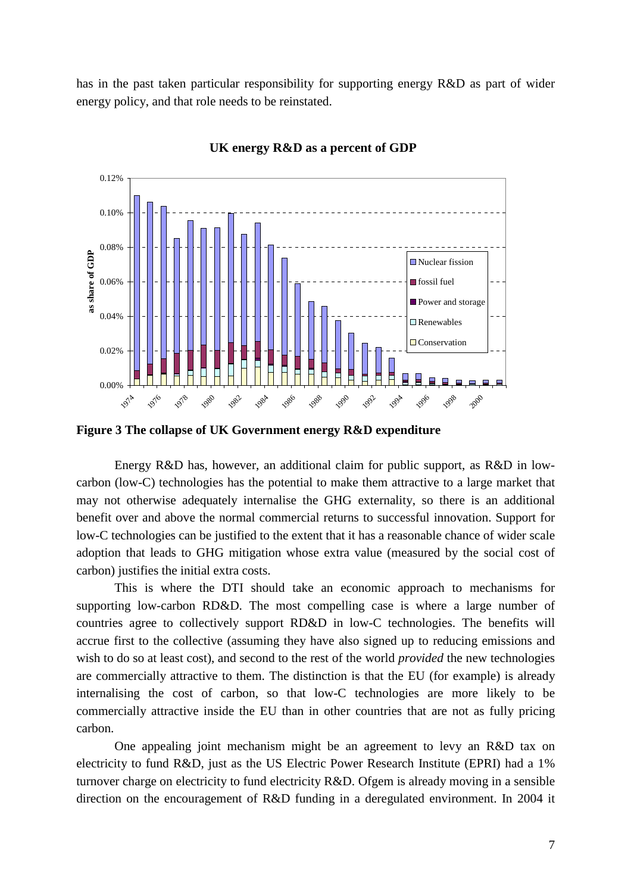has in the past taken particular responsibility for supporting energy R&D as part of wider energy policy, and that role needs to be reinstated.

**Figure 3 The collapse of UK Government energy R&D expenditure**

Energy R&D has, however, an additional claim for public support, as R&D in low-carbon (low-C) technologies has the potential to make them attractive to a large market that may not otherwise adequately internalise the GHG externality, so there is an additional benefit over and above the normal commercial returns to successful innovation. Support for low-C technologies can be justified to the extent that it has a reasonable chance of wider scale adoption that leads to GHG mitigation whose extra value (measured by the social cost of carbon) justifies the initial extra costs.

This is where the DTI should take an economic approach to mechanisms for supporting low-carbon RD&D. The most compelling case is where a large number of countries agree to collectively support RD&D in low-C technologies. The benefits will accrue first to the collective (assuming they have also signed up to reducing emissions and wish to do so at least cost), and second to the rest of the world *provided* the new technologies are commercially attractive to them. The distinction is that the EU (for example) is already internalising the cost of carbon, so that low-C technologies are more likely to be commercially attractive inside the EU than in other countries that are not as fully pricing carbon.

One appealing joint mechanism might be an agreement to levy an R&D tax on electricity to fund R&D, just as the US Electric Power Research Institute (EPRI) had a 1% turnover charge on electricity to fund electricity R&D. Ofgem is already moving in a sensible direction on the encouragement of R&D funding in a deregulated environment. In 2004 it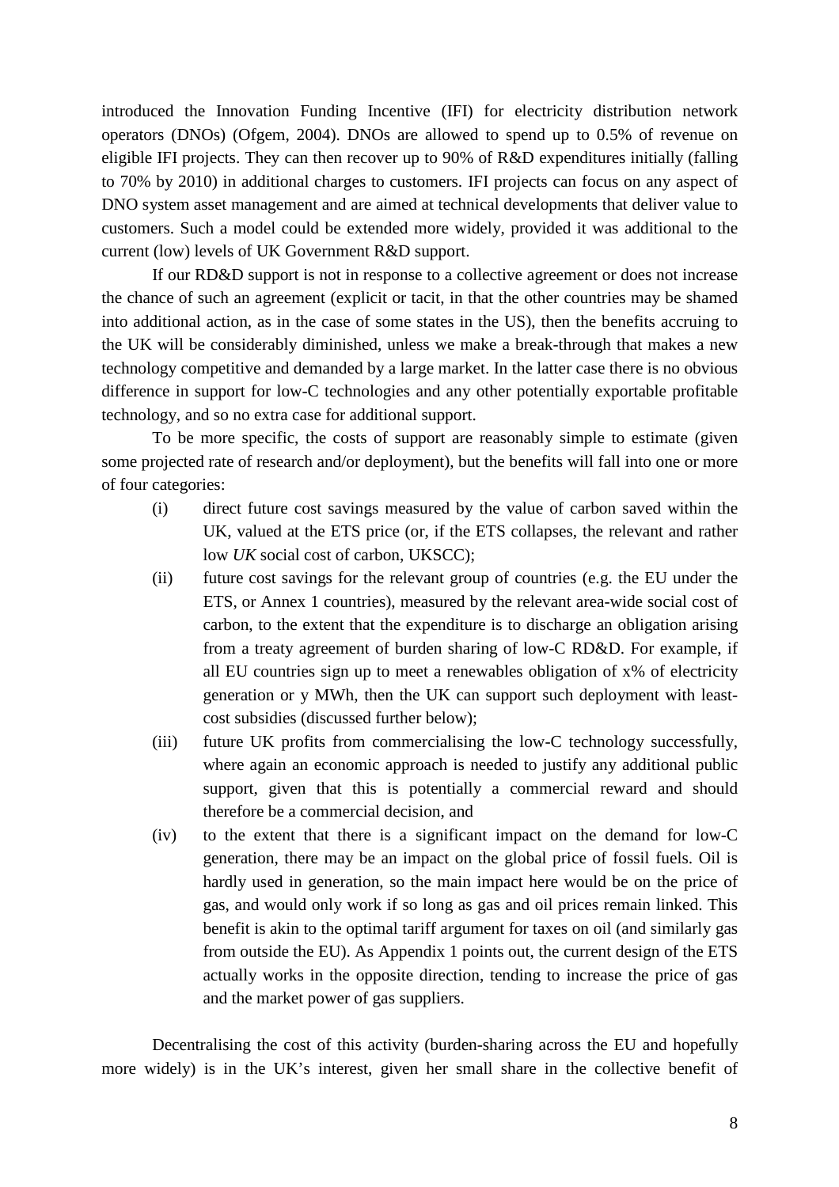introduced the Innovation Funding Incentive (IFI) for electricity distribution network operators (DNOs) (Ofgem, 2004). DNOs are allowed to spend up to 0.5% of revenue on eligible IFI projects. They can then recover up to 90% of R&D expenditures initially (falling to 70% by 2010) in additional charges to customers. IFI projects can focus on any aspect of DNO system asset management and are aimed at technical developments that deliver value to customers. Such a model could be extended more widely, provided it was additional to the current (low) levels of UK Government R&D support.

If our RD&D support is not in response to a collective agreement or does not increase the chance of such an agreement (explicit or tacit, in that the other countries may be shamed into additional action, as in the case of some states in the US), then the benefits accruing to the UK will be considerably diminished, unless we make a break-through that makes a new technology competitive and demanded by a large market. In the latter case there is no obvious difference in support for low-C technologies and any other potentially exportable profitable technology, and so no extra case for additional support.

To be more specific, the costs of support are reasonably simple to estimate (given some projected rate of research and/or deployment), but the benefits will fall into one or more of four categories:

(i) direct future cost savings measured by the value of carbon saved within the UK, valued at the ETS price (or, if the ETS collapses, the relevant and rather low *UK* social cost of carbon, UKSCC);

(ii) future cost savings for the relevant group of countries (e.g. the EU under the ETS, or Annex 1 countries), measured by the relevant area-wide social cost of carbon, to the extent that the expenditure is to discharge an obligation arising from a treaty agreement of burden sharing of low-C RD&D. For example, if all EU countries sign up to meet a renewables obligation of x% of electricity generation or y MWh, then the UK can support such deployment with least-cost subsidies (discussed further below);

(iii) future UK profits from commercialising the low-C technology successfully, where again an economic approach is needed to justify any additional public support, given that this is potentially a commercial reward and should therefore be a commercial decision, and

(iv) to the extent that there is a significant impact on the demand for low-C generation, there may be an impact on the global price of fossil fuels. Oil is hardly used in generation, so the main impact here would be on the price of gas, and would only work if so long as gas and oil prices remain linked. This benefit is akin to the optimal tariff argument for taxes on oil (and similarly gas from outside the EU). As Appendix 1 points out, the current design of the ETS actually works in the opposite direction, tending to increase the price of gas and the market power of gas suppliers.

Decentralising the cost of this activity (burden-sharing across the EU and hopefully more widely) is in the UK's interest, given her small share in the collective benefit of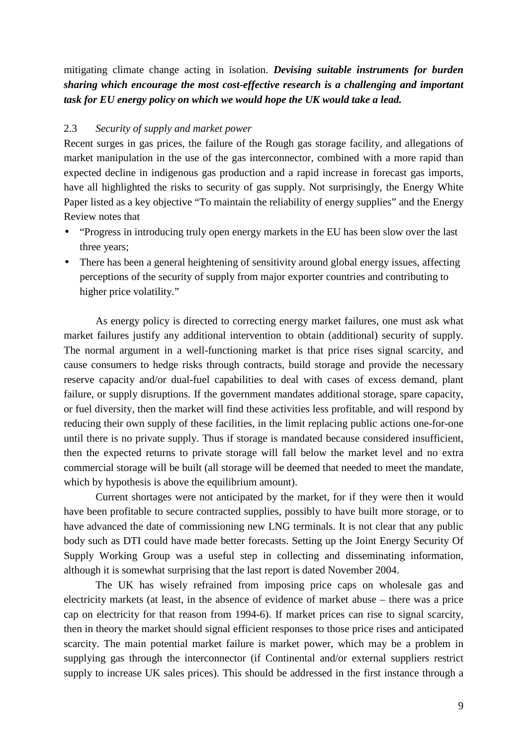mitigating climate change acting in isolation. ***Devising suitable instruments for burden sharing which encourage the most cost-effective research is a challenging and important task for EU energy policy on which we would hope the UK would take a lead.***

### 2.3 *Security of supply and market power*

Recent surges in gas prices, the failure of the Rough gas storage facility, and allegations of market manipulation in the use of the gas interconnector, combined with a more rapid than expected decline in indigenous gas production and a rapid increase in forecast gas imports, have all highlighted the risks to security of gas supply. Not surprisingly, the Energy White Paper listed as a key objective "To maintain the reliability of energy supplies" and the Energy Review notes that

- "Progress in introducing truly open energy markets in the EU has been slow over the last three years;
- There has been a general heightening of sensitivity around global energy issues, affecting perceptions of the security of supply from major exporter countries and contributing to higher price volatility."

As energy policy is directed to correcting energy market failures, one must ask what market failures justify any additional intervention to obtain (additional) security of supply. The normal argument in a well-functioning market is that price rises signal scarcity, and cause consumers to hedge risks through contracts, build storage and provide the necessary reserve capacity and/or dual-fuel capabilities to deal with cases of excess demand, plant failure, or supply disruptions. If the government mandates additional storage, spare capacity, or fuel diversity, then the market will find these activities less profitable, and will respond by reducing their own supply of these facilities, in the limit replacing public actions one-for-one until there is no private supply. Thus if storage is mandated because considered insufficient, then the expected returns to private storage will fall below the market level and no extra commercial storage will be built (all storage will be deemed that needed to meet the mandate, which by hypothesis is above the equilibrium amount).

Current shortages were not anticipated by the market, for if they were then it would have been profitable to secure contracted supplies, possibly to have built more storage, or to have advanced the date of commissioning new LNG terminals. It is not clear that any public body such as DTI could have made better forecasts. Setting up the Joint Energy Security Of Supply Working Group was a useful step in collecting and disseminating information, although it is somewhat surprising that the last report is dated November 2004.

The UK has wisely refrained from imposing price caps on wholesale gas and electricity markets (at least, in the absence of evidence of market abuse – there was a price cap on electricity for that reason from 1994-6). If market prices can rise to signal scarcity, then in theory the market should signal efficient responses to those price rises and anticipated scarcity. The main potential market failure is market power, which may be a problem in supplying gas through the interconnector (if Continental and/or external suppliers restrict supply to increase UK sales prices). This should be addressed in the first instance through a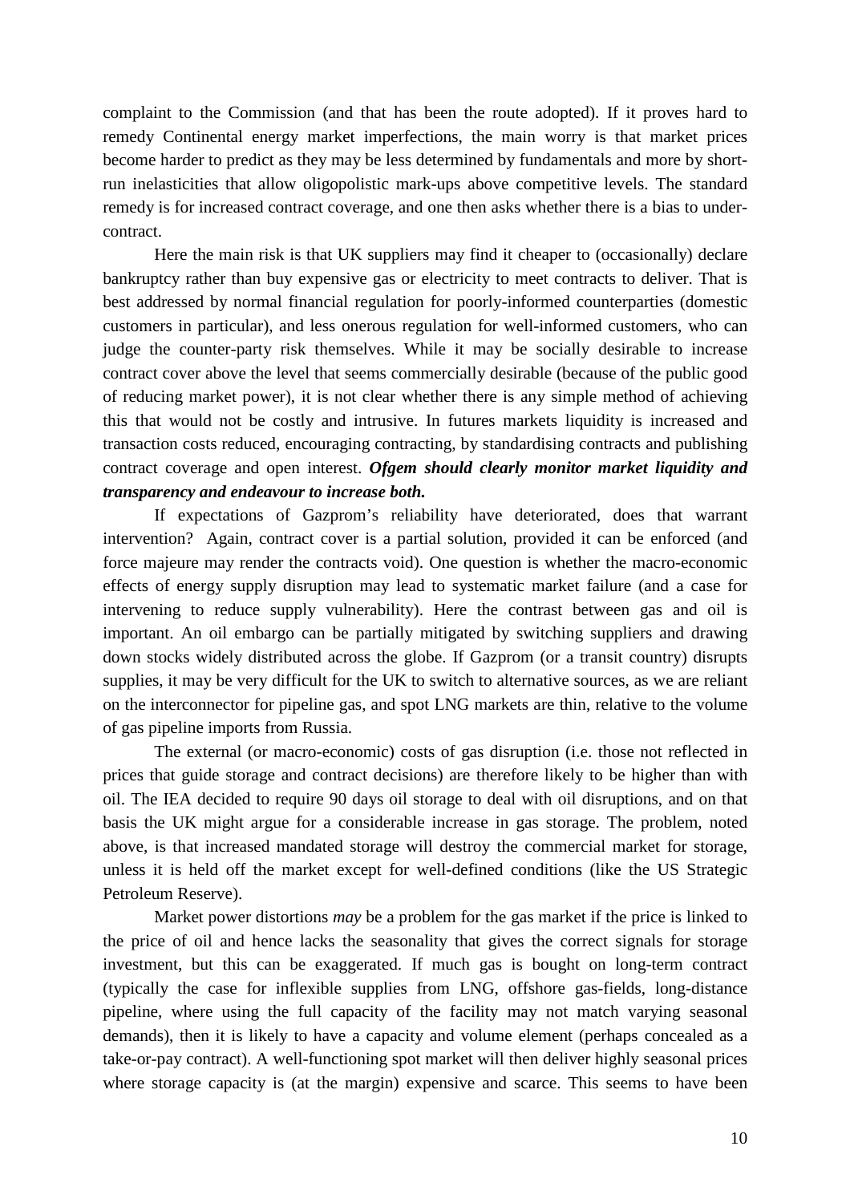complaint to the Commission (and that has been the route adopted). If it proves hard to remedy Continental energy market imperfections, the main worry is that market prices become harder to predict as they may be less determined by fundamentals and more by short-run inelasticities that allow oligopolistic mark-ups above competitive levels. The standard remedy is for increased contract coverage, and one then asks whether there is a bias to under-contract.

Here the main risk is that UK suppliers may find it cheaper to (occasionally) declare bankruptcy rather than buy expensive gas or electricity to meet contracts to deliver. That is best addressed by normal financial regulation for poorly-informed counterparties (domestic customers in particular), and less onerous regulation for well-informed customers, who can judge the counter-party risk themselves. While it may be socially desirable to increase contract cover above the level that seems commercially desirable (because of the public good of reducing market power), it is not clear whether there is any simple method of achieving this that would not be costly and intrusive. In futures markets liquidity is increased and transaction costs reduced, encouraging contracting, by standardising contracts and publishing contract coverage and open interest. ***Ofgem should clearly monitor market liquidity and transparency and endeavour to increase both.***

If expectations of Gazprom's reliability have deteriorated, does that warrant intervention? Again, contract cover is a partial solution, provided it can be enforced (and force majeure may render the contracts void). One question is whether the macro-economic effects of energy supply disruption may lead to systematic market failure (and a case for intervening to reduce supply vulnerability). Here the contrast between gas and oil is important. An oil embargo can be partially mitigated by switching suppliers and drawing down stocks widely distributed across the globe. If Gazprom (or a transit country) disrupts supplies, it may be very difficult for the UK to switch to alternative sources, as we are reliant on the interconnector for pipeline gas, and spot LNG markets are thin, relative to the volume of gas pipeline imports from Russia.

The external (or macro-economic) costs of gas disruption (i.e. those not reflected in prices that guide storage and contract decisions) are therefore likely to be higher than with oil. The IEA decided to require 90 days oil storage to deal with oil disruptions, and on that basis the UK might argue for a considerable increase in gas storage. The problem, noted above, is that increased mandated storage will destroy the commercial market for storage, unless it is held off the market except for well-defined conditions (like the US Strategic Petroleum Reserve).

Market power distortions *may* be a problem for the gas market if the price is linked to the price of oil and hence lacks the seasonality that gives the correct signals for storage investment, but this can be exaggerated. If much gas is bought on long-term contract (typically the case for inflexible supplies from LNG, offshore gas-fields, long-distance pipeline, where using the full capacity of the facility may not match varying seasonal demands), then it is likely to have a capacity and volume element (perhaps concealed as a take-or-pay contract). A well-functioning spot market will then deliver highly seasonal prices where storage capacity is (at the margin) expensive and scarce. This seems to have been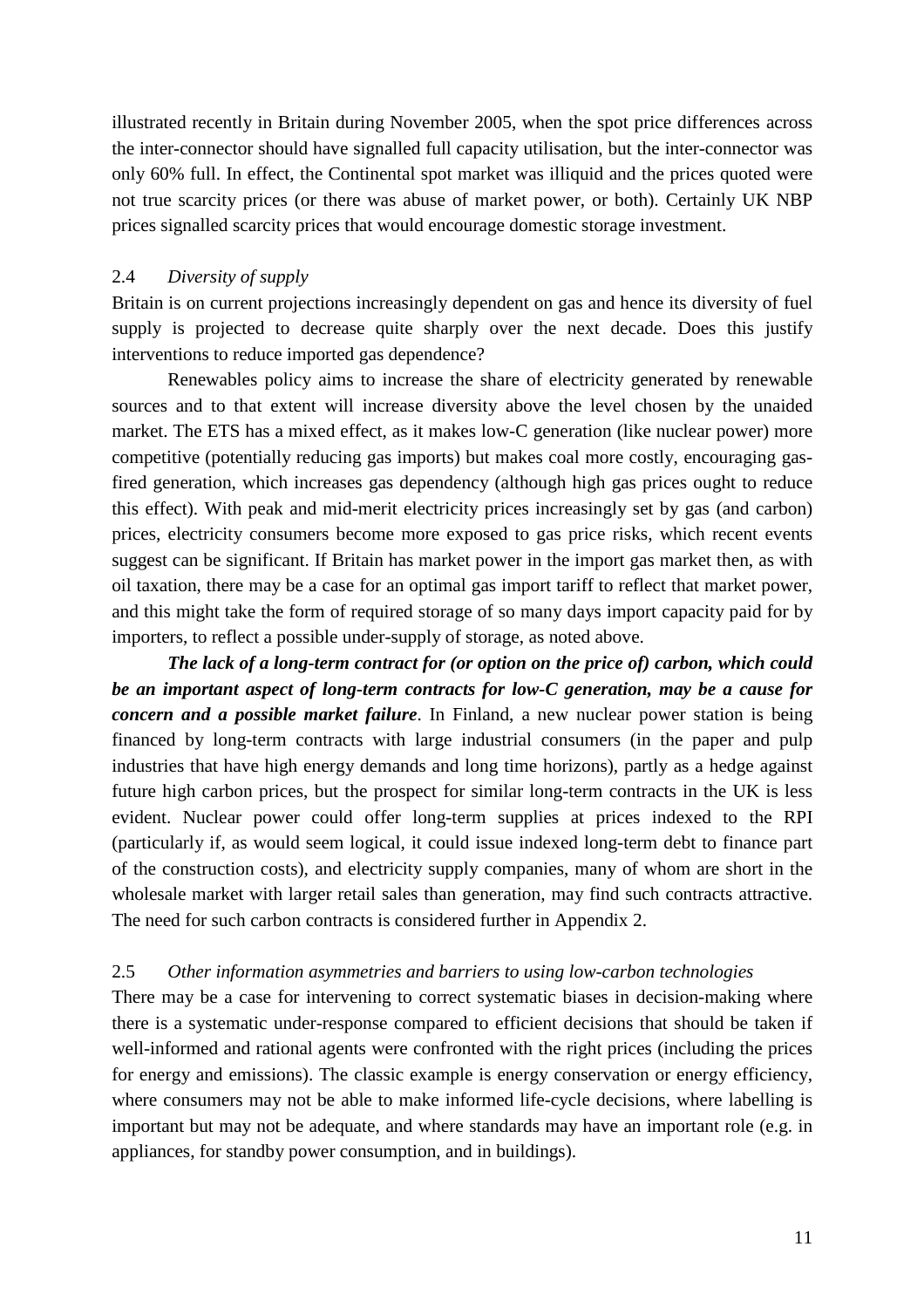illustrated recently in Britain during November 2005, when the spot price differences across the inter-connector should have signalled full capacity utilisation, but the inter-connector was only 60% full. In effect, the Continental spot market was illiquid and the prices quoted were not true scarcity prices (or there was abuse of market power, or both). Certainly UK NBP prices signalled scarcity prices that would encourage domestic storage investment.

### 2.4 *Diversity of supply*

Britain is on current projections increasingly dependent on gas and hence its diversity of fuel supply is projected to decrease quite sharply over the next decade. Does this justify interventions to reduce imported gas dependence?

Renewables policy aims to increase the share of electricity generated by renewable sources and to that extent will increase diversity above the level chosen by the unaided market. The ETS has a mixed effect, as it makes low-C generation (like nuclear power) more competitive (potentially reducing gas imports) but makes coal more costly, encouraging gas-fired generation, which increases gas dependency (although high gas prices ought to reduce this effect). With peak and mid-merit electricity prices increasingly set by gas (and carbon) prices, electricity consumers become more exposed to gas price risks, which recent events suggest can be significant. If Britain has market power in the import gas market then, as with oil taxation, there may be a case for an optimal gas import tariff to reflect that market power, and this might take the form of required storage of so many days import capacity paid for by importers, to reflect a possible under-supply of storage, as noted above.

***The lack of a long-term contract for (or option on the price of) carbon, which could be an important aspect of long-term contracts for low-C generation, may be a cause for concern and a possible market failure***. In Finland, a new nuclear power station is being financed by long-term contracts with large industrial consumers (in the paper and pulp industries that have high energy demands and long time horizons), partly as a hedge against future high carbon prices, but the prospect for similar long-term contracts in the UK is less evident. Nuclear power could offer long-term supplies at prices indexed to the RPI (particularly if, as would seem logical, it could issue indexed long-term debt to finance part of the construction costs), and electricity supply companies, many of whom are short in the wholesale market with larger retail sales than generation, may find such contracts attractive. The need for such carbon contracts is considered further in Appendix 2.

### 2.5 *Other information asymmetries and barriers to using low-carbon technologies*

There may be a case for intervening to correct systematic biases in decision-making where there is a systematic under-response compared to efficient decisions that should be taken if well-informed and rational agents were confronted with the right prices (including the prices for energy and emissions). The classic example is energy conservation or energy efficiency, where consumers may not be able to make informed life-cycle decisions, where labelling is important but may not be adequate, and where standards may have an important role (e.g. in appliances, for standby power consumption, and in buildings).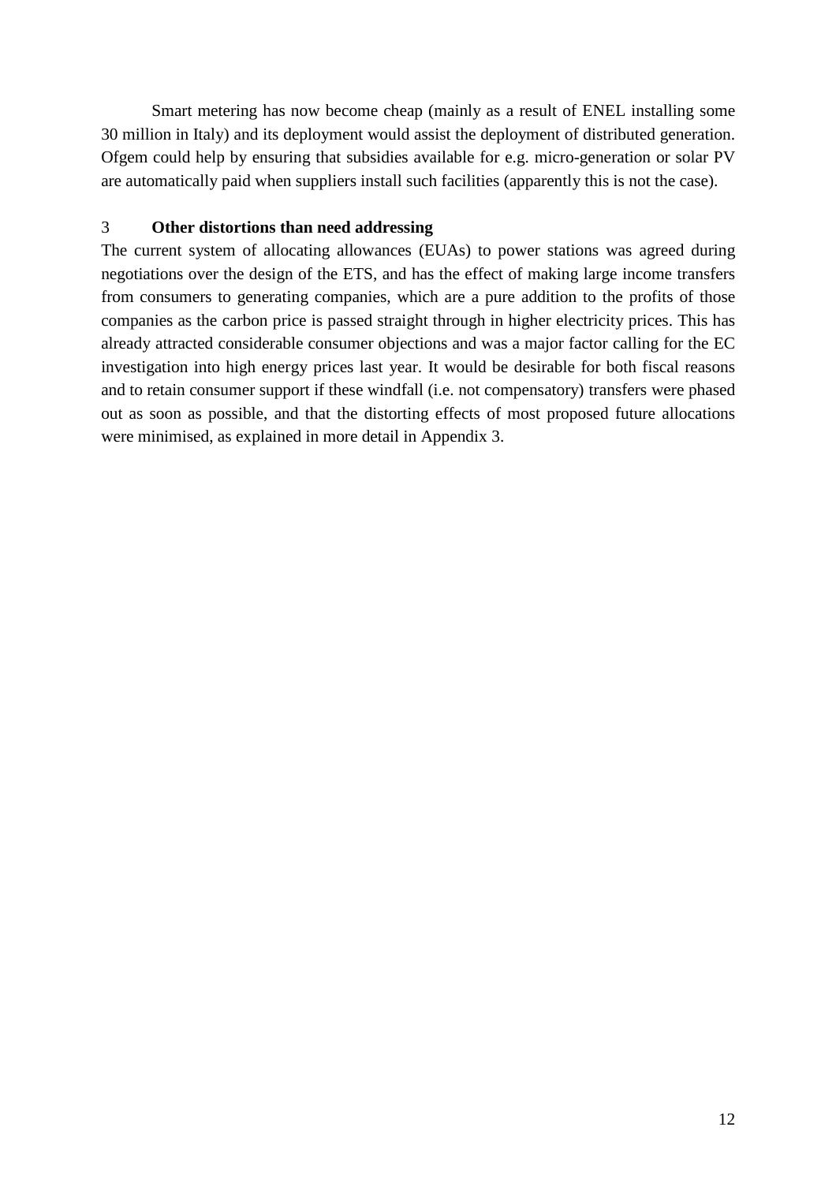Smart metering has now become cheap (mainly as a result of ENEL installing some 30 million in Italy) and its deployment would assist the deployment of distributed generation. Ofgem could help by ensuring that subsidies available for e.g. micro-generation or solar PV are automatically paid when suppliers install such facilities (apparently this is not the case).

## 3 Other distortions than need addressing

The current system of allocating allowances (EUAs) to power stations was agreed during negotiations over the design of the ETS, and has the effect of making large income transfers from consumers to generating companies, which are a pure addition to the profits of those companies as the carbon price is passed straight through in higher electricity prices. This has already attracted considerable consumer objections and was a major factor calling for the EC investigation into high energy prices last year. It would be desirable for both fiscal reasons and to retain consumer support if these windfall (i.e. not compensatory) transfers were phased out as soon as possible, and that the distorting effects of most proposed future allocations were minimised, as explained in more detail in Appendix 3.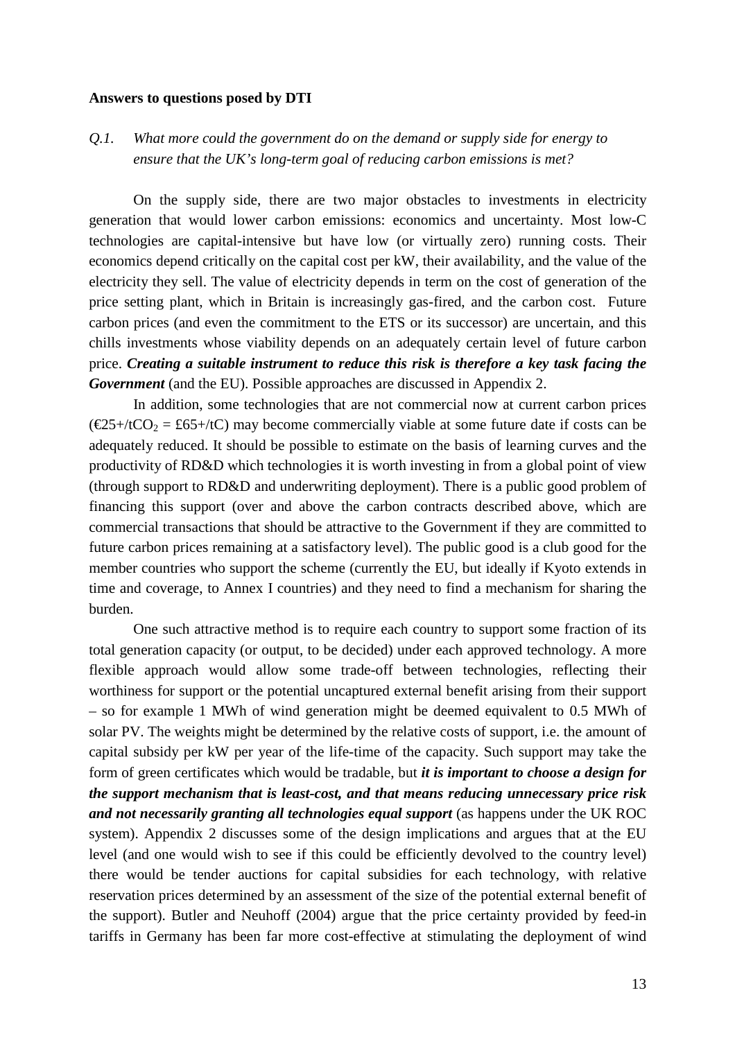**Answers to questions posed by DTI**

*Q.1. What more could the government do on the demand or supply side for energy to ensure that the UK's long-term goal of reducing carbon emissions is met?*

On the supply side, there are two major obstacles to investments in electricity generation that would lower carbon emissions: economics and uncertainty. Most low-C technologies are capital-intensive but have low (or virtually zero) running costs. Their economics depend critically on the capital cost per kW, their availability, and the value of the electricity they sell. The value of electricity depends in term on the cost of generation of the price setting plant, which in Britain is increasingly gas-fired, and the carbon cost. Future carbon prices (and even the commitment to the ETS or its successor) are uncertain, and this chills investments whose viability depends on an adequately certain level of future carbon price. ***Creating a suitable instrument to reduce this risk is therefore a key task facing the Government*** (and the EU). Possible approaches are discussed in Appendix 2.

In addition, some technologies that are not commercial now at current carbon prices (€25+/t$CO_2$ = £65+/tC) may become commercially viable at some future date if costs can be adequately reduced. It should be possible to estimate on the basis of learning curves and the productivity of RD&D which technologies it is worth investing in from a global point of view (through support to RD&D and underwriting deployment). There is a public good problem of financing this support (over and above the carbon contracts described above, which are commercial transactions that should be attractive to the Government if they are committed to future carbon prices remaining at a satisfactory level). The public good is a club good for the member countries who support the scheme (currently the EU, but ideally if Kyoto extends in time and coverage, to Annex I countries) and they need to find a mechanism for sharing the burden.

One such attractive method is to require each country to support some fraction of its total generation capacity (or output, to be decided) under each approved technology. A more flexible approach would allow some trade-off between technologies, reflecting their worthiness for support or the potential uncaptured external benefit arising from their support – so for example 1 MWh of wind generation might be deemed equivalent to 0.5 MWh of solar PV. The weights might be determined by the relative costs of support, i.e. the amount of capital subsidy per kW per year of the life-time of the capacity. Such support may take the form of green certificates which would be tradable, but ***it is important to choose a design for the support mechanism that is least-cost, and that means reducing unnecessary price risk and not necessarily granting all technologies equal support*** (as happens under the UK ROC system). Appendix 2 discusses some of the design implications and argues that at the EU level (and one would wish to see if this could be efficiently devolved to the country level) there would be tender auctions for capital subsidies for each technology, with relative reservation prices determined by an assessment of the size of the potential external benefit of the support). Butler and Neuhoff (2004) argue that the price certainty provided by feed-in tariffs in Germany has been far more cost-effective at stimulating the deployment of wind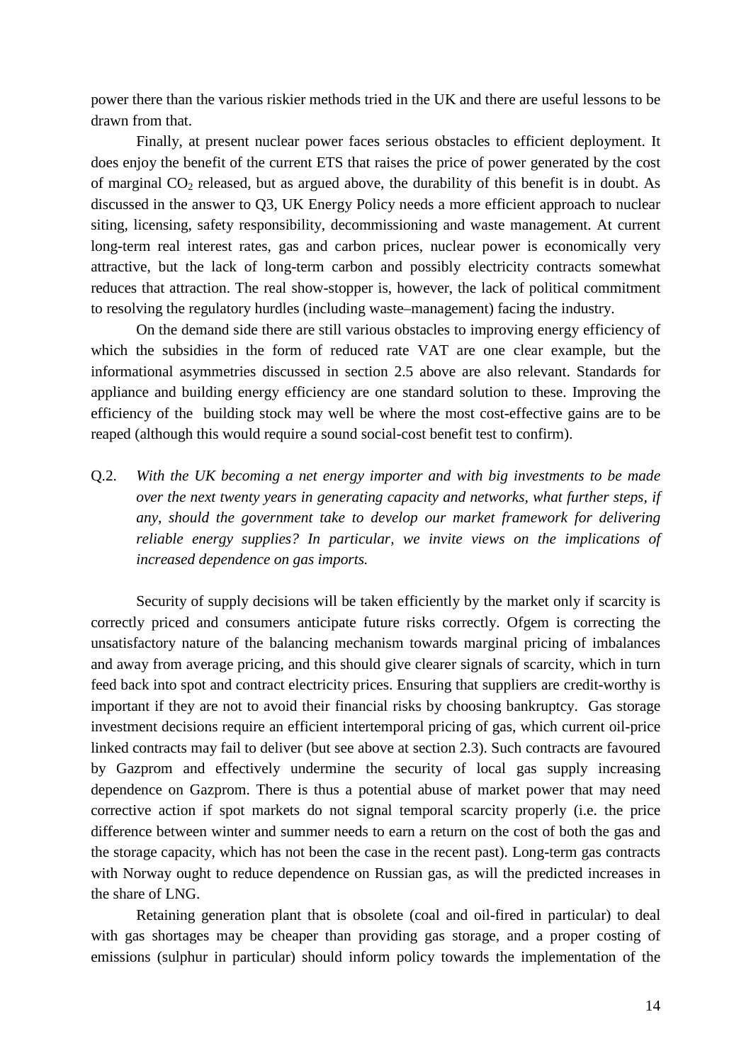power there than the various riskier methods tried in the UK and there are useful lessons to be drawn from that.

Finally, at present nuclear power faces serious obstacles to efficient deployment. It does enjoy the benefit of the current ETS that raises the price of power generated by the cost of marginal $CO_2$ released, but as argued above, the durability of this benefit is in doubt. As discussed in the answer to Q3, UK Energy Policy needs a more efficient approach to nuclear siting, licensing, safety responsibility, decommissioning and waste management. At current long-term real interest rates, gas and carbon prices, nuclear power is economically very attractive, but the lack of long-term carbon and possibly electricity contracts somewhat reduces that attraction. The real show-stopper is, however, the lack of political commitment to resolving the regulatory hurdles (including waste–management) facing the industry.

On the demand side there are still various obstacles to improving energy efficiency of which the subsidies in the form of reduced rate VAT are one clear example, but the informational asymmetries discussed in section 2.5 above are also relevant. Standards for appliance and building energy efficiency are one standard solution to these. Improving the efficiency of the building stock may well be where the most cost-effective gains are to be reaped (although this would require a sound social-cost benefit test to confirm).

Q.2. *With the UK becoming a net energy importer and with big investments to be made over the next twenty years in generating capacity and networks, what further steps, if any, should the government take to develop our market framework for delivering reliable energy supplies? In particular, we invite views on the implications of increased dependence on gas imports.*

Security of supply decisions will be taken efficiently by the market only if scarcity is correctly priced and consumers anticipate future risks correctly. Ofgem is correcting the unsatisfactory nature of the balancing mechanism towards marginal pricing of imbalances and away from average pricing, and this should give clearer signals of scarcity, which in turn feed back into spot and contract electricity prices. Ensuring that suppliers are credit-worthy is important if they are not to avoid their financial risks by choosing bankruptcy. Gas storage investment decisions require an efficient intertemporal pricing of gas, which current oil-price linked contracts may fail to deliver (but see above at section 2.3). Such contracts are favoured by Gazprom and effectively undermine the security of local gas supply increasing dependence on Gazprom. There is thus a potential abuse of market power that may need corrective action if spot markets do not signal temporal scarcity properly (i.e. the price difference between winter and summer needs to earn a return on the cost of both the gas and the storage capacity, which has not been the case in the recent past). Long-term gas contracts with Norway ought to reduce dependence on Russian gas, as will the predicted increases in the share of LNG.

Retaining generation plant that is obsolete (coal and oil-fired in particular) to deal with gas shortages may be cheaper than providing gas storage, and a proper costing of emissions (sulphur in particular) should inform policy towards the implementation of the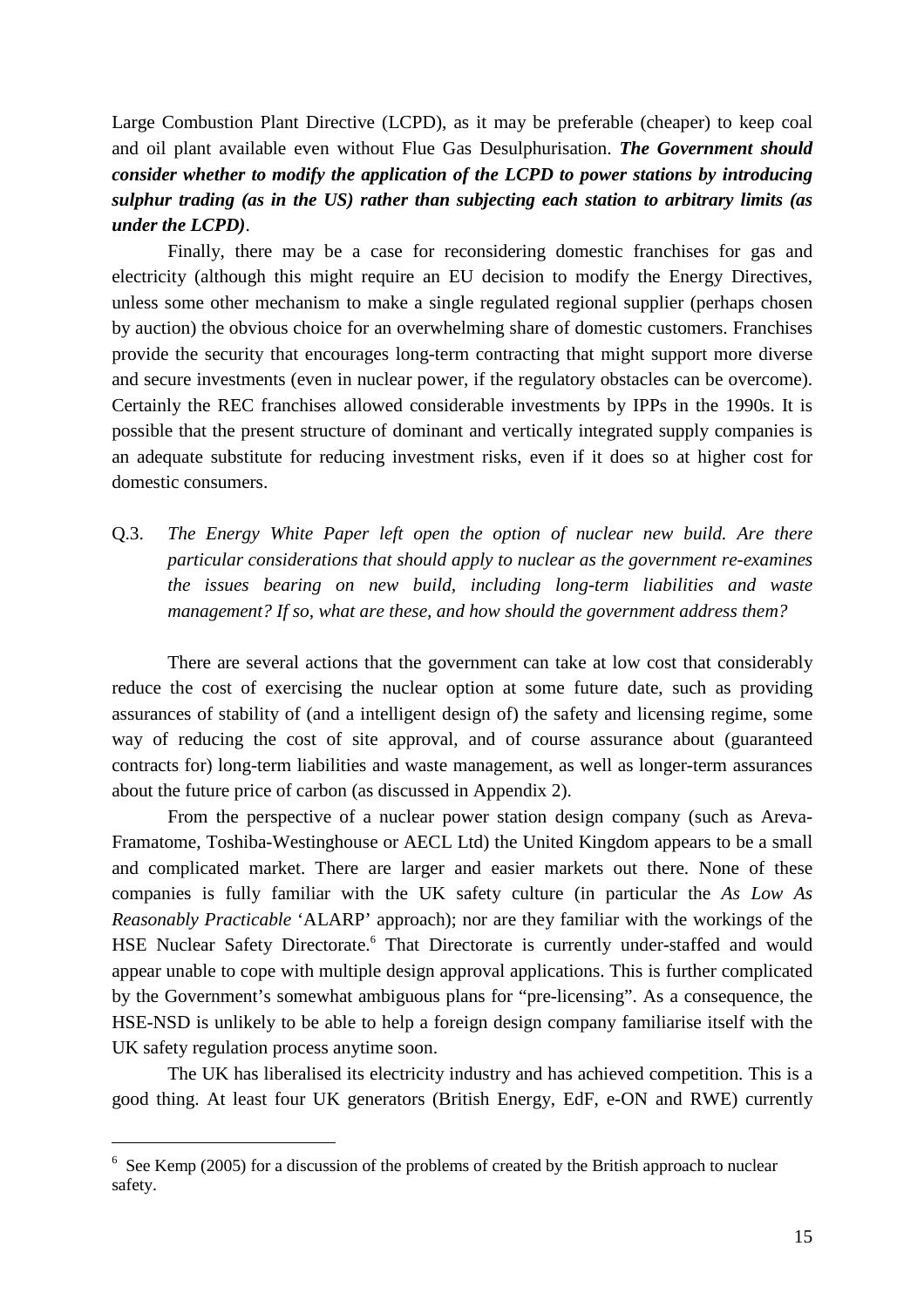Large Combustion Plant Directive (LCPD), as it may be preferable (cheaper) to keep coal and oil plant available even without Flue Gas Desulphurisation. ***The Government should consider whether to modify the application of the LCPD to power stations by introducing sulphur trading (as in the US) rather than subjecting each station to arbitrary limits (as under the LCPD)***.

Finally, there may be a case for reconsidering domestic franchises for gas and electricity (although this might require an EU decision to modify the Energy Directives, unless some other mechanism to make a single regulated regional supplier (perhaps chosen by auction) the obvious choice for an overwhelming share of domestic customers. Franchises provide the security that encourages long-term contracting that might support more diverse and secure investments (even in nuclear power, if the regulatory obstacles can be overcome). Certainly the REC franchises allowed considerable investments by IPPs in the 1990s. It is possible that the present structure of dominant and vertically integrated supply companies is an adequate substitute for reducing investment risks, even if it does so at higher cost for domestic consumers.

Q.3. *The Energy White Paper left open the option of nuclear new build. Are there particular considerations that should apply to nuclear as the government re-examines the issues bearing on new build, including long-term liabilities and waste management? If so, what are these, and how should the government address them?*

There are several actions that the government can take at low cost that considerably reduce the cost of exercising the nuclear option at some future date, such as providing assurances of stability of (and a intelligent design of) the safety and licensing regime, some way of reducing the cost of site approval, and of course assurance about (guaranteed contracts for) long-term liabilities and waste management, as well as longer-term assurances about the future price of carbon (as discussed in Appendix 2).

From the perspective of a nuclear power station design company (such as Areva-Framatome, Toshiba-Westinghouse or AECL Ltd) the United Kingdom appears to be a small and complicated market. There are larger and easier markets out there. None of these companies is fully familiar with the UK safety culture (in particular the *As Low As Reasonably Practicable* 'ALARP' approach); nor are they familiar with the workings of the HSE Nuclear Safety Directorate.[6] That Directorate is currently under-staffed and would appear unable to cope with multiple design approval applications. This is further complicated by the Government's somewhat ambiguous plans for "pre-licensing". As a consequence, the HSE-NSD is unlikely to be able to help a foreign design company familiarise itself with the UK safety regulation process anytime soon.

The UK has liberalised its electricity industry and has achieved competition. This is a good thing. At least four UK generators (British Energy, EdF, e-ON and RWE) currently

---

[6] See Kemp (2005) for a discussion of the problems of created by the British approach to nuclear safety.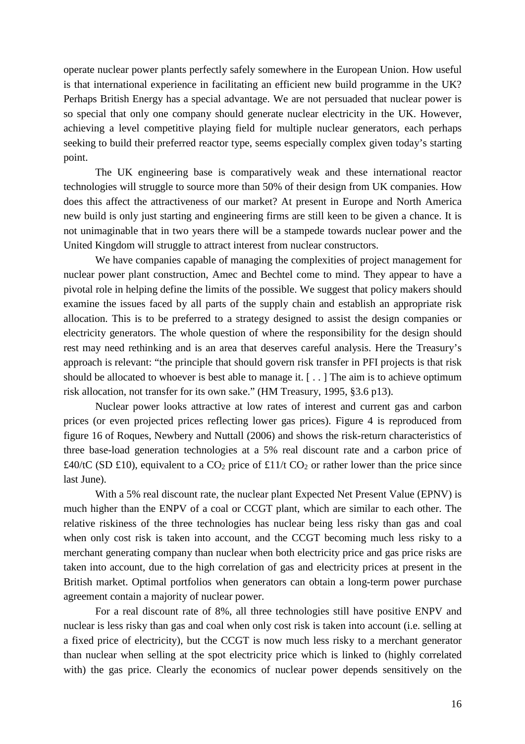operate nuclear power plants perfectly safely somewhere in the European Union. How useful is that international experience in facilitating an efficient new build programme in the UK? Perhaps British Energy has a special advantage. We are not persuaded that nuclear power is so special that only one company should generate nuclear electricity in the UK. However, achieving a level competitive playing field for multiple nuclear generators, each perhaps seeking to build their preferred reactor type, seems especially complex given today's starting point.

The UK engineering base is comparatively weak and these international reactor technologies will struggle to source more than 50% of their design from UK companies. How does this affect the attractiveness of our market? At present in Europe and North America new build is only just starting and engineering firms are still keen to be given a chance. It is not unimaginable that in two years there will be a stampede towards nuclear power and the United Kingdom will struggle to attract interest from nuclear constructors.

We have companies capable of managing the complexities of project management for nuclear power plant construction, Amec and Bechtel come to mind. They appear to have a pivotal role in helping define the limits of the possible. We suggest that policy makers should examine the issues faced by all parts of the supply chain and establish an appropriate risk allocation. This is to be preferred to a strategy designed to assist the design companies or electricity generators. The whole question of where the responsibility for the design should rest may need rethinking and is an area that deserves careful analysis. Here the Treasury's approach is relevant: "the principle that should govern risk transfer in PFI projects is that risk should be allocated to whoever is best able to manage it. [ . . ] The aim is to achieve optimum risk allocation, not transfer for its own sake." (HM Treasury, 1995, §3.6 p13).

Nuclear power looks attractive at low rates of interest and current gas and carbon prices (or even projected prices reflecting lower gas prices). Figure 4 is reproduced from figure 16 of Roques, Newbery and Nuttall (2006) and shows the risk-return characteristics of three base-load generation technologies at a 5% real discount rate and a carbon price of £40/tC (SD £10), equivalent to a $CO_2$ price of £11/t $CO_2$ or rather lower than the price since last June).

With a 5% real discount rate, the nuclear plant Expected Net Present Value (EPNV) is much higher than the ENPV of a coal or CCGT plant, which are similar to each other. The relative riskiness of the three technologies has nuclear being less risky than gas and coal when only cost risk is taken into account, and the CCGT becoming much less risky to a merchant generating company than nuclear when both electricity price and gas price risks are taken into account, due to the high correlation of gas and electricity prices at present in the British market. Optimal portfolios when generators can obtain a long-term power purchase agreement contain a majority of nuclear power.

For a real discount rate of 8%, all three technologies still have positive ENPV and nuclear is less risky than gas and coal when only cost risk is taken into account (i.e. selling at a fixed price of electricity), but the CCGT is now much less risky to a merchant generator than nuclear when selling at the spot electricity price which is linked to (highly correlated with) the gas price. Clearly the economics of nuclear power depends sensitively on the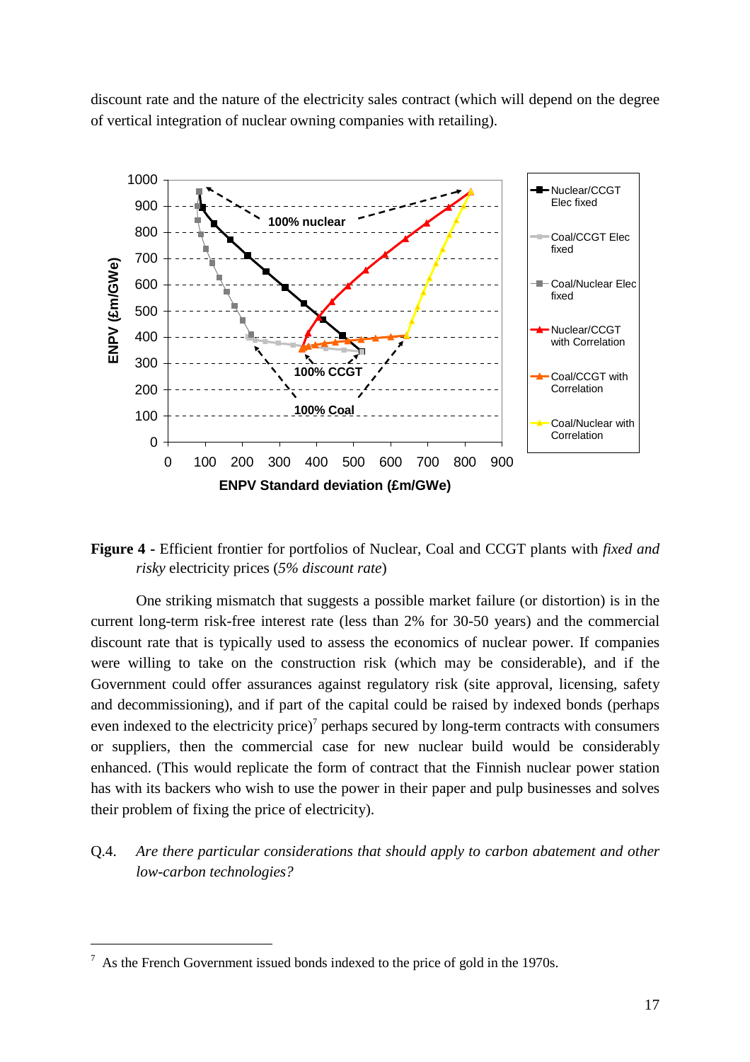discount rate and the nature of the electricity sales contract (which will depend on the degree of vertical integration of nuclear owning companies with retailing).

**Figure 4 -** Efficient frontier for portfolios of Nuclear, Coal and CCGT plants with *fixed and risky* electricity prices (*5% discount rate*)

One striking mismatch that suggests a possible market failure (or distortion) is in the current long-term risk-free interest rate (less than 2% for 30-50 years) and the commercial discount rate that is typically used to assess the economics of nuclear power. If companies were willing to take on the construction risk (which may be considerable), and if the Government could offer assurances against regulatory risk (site approval, licensing, safety and decommissioning), and if part of the capital could be raised by indexed bonds (perhaps even indexed to the electricity price)[7] perhaps secured by long-term contracts with consumers or suppliers, then the commercial case for new nuclear build would be considerably enhanced. (This would replicate the form of contract that the Finnish nuclear power station has with its backers who wish to use the power in their paper and pulp businesses and solves their problem of fixing the price of electricity).

Q.4. *Are there particular considerations that should apply to carbon abatement and other low-carbon technologies?*

[7] As the French Government issued bonds indexed to the price of gold in the 1970s.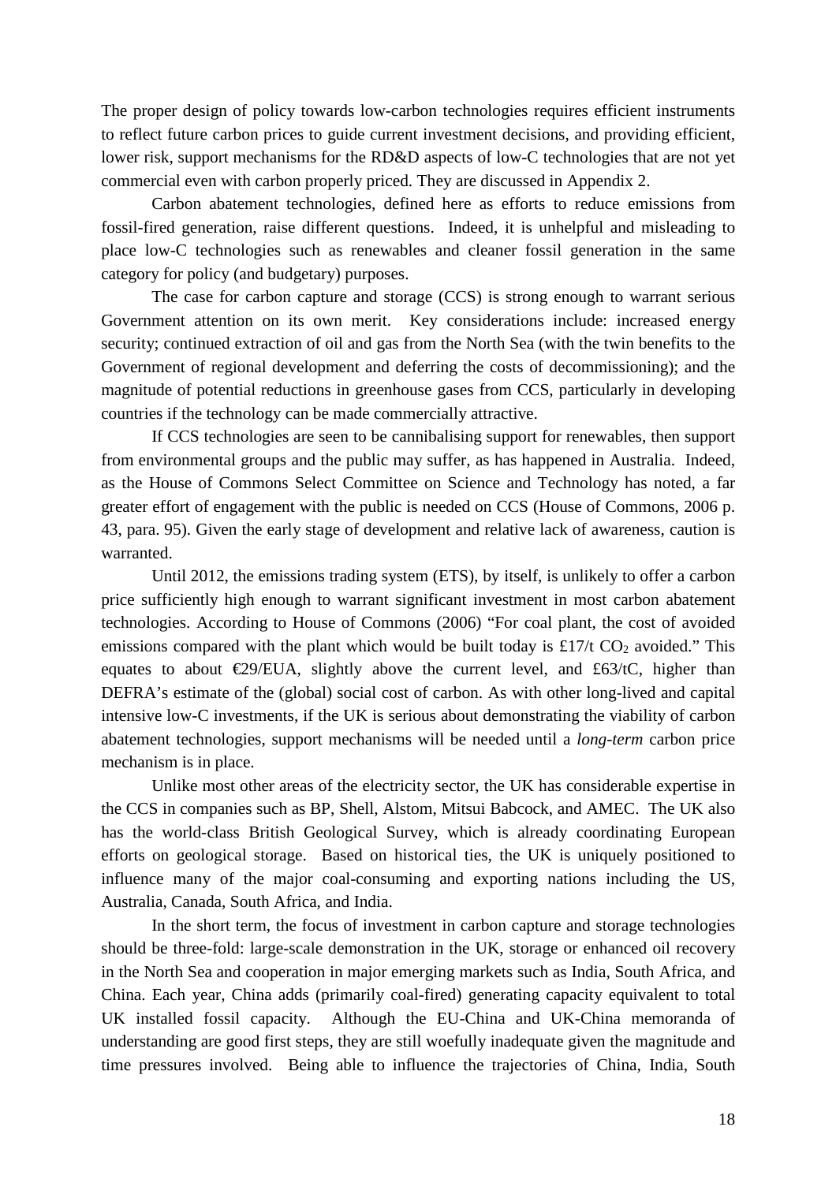The proper design of policy towards low-carbon technologies requires efficient instruments to reflect future carbon prices to guide current investment decisions, and providing efficient, lower risk, support mechanisms for the RD&D aspects of low-C technologies that are not yet commercial even with carbon properly priced. They are discussed in Appendix 2.

Carbon abatement technologies, defined here as efforts to reduce emissions from fossil-fired generation, raise different questions. Indeed, it is unhelpful and misleading to place low-C technologies such as renewables and cleaner fossil generation in the same category for policy (and budgetary) purposes.

The case for carbon capture and storage (CCS) is strong enough to warrant serious Government attention on its own merit. Key considerations include: increased energy security; continued extraction of oil and gas from the North Sea (with the twin benefits to the Government of regional development and deferring the costs of decommissioning); and the magnitude of potential reductions in greenhouse gases from CCS, particularly in developing countries if the technology can be made commercially attractive.

If CCS technologies are seen to be cannibalising support for renewables, then support from environmental groups and the public may suffer, as has happened in Australia. Indeed, as the House of Commons Select Committee on Science and Technology has noted, a far greater effort of engagement with the public is needed on CCS (House of Commons, 2006 p. 43, para. 95). Given the early stage of development and relative lack of awareness, caution is warranted.

Until 2012, the emissions trading system (ETS), by itself, is unlikely to offer a carbon price sufficiently high enough to warrant significant investment in most carbon abatement technologies. According to House of Commons (2006) "For coal plant, the cost of avoided emissions compared with the plant which would be built today is £17/t $CO_2$ avoided." This equates to about €29/EUA, slightly above the current level, and £63/tC, higher than DEFRA's estimate of the (global) social cost of carbon. As with other long-lived and capital intensive low-C investments, if the UK is serious about demonstrating the viability of carbon abatement technologies, support mechanisms will be needed until a *long-term* carbon price mechanism is in place.

Unlike most other areas of the electricity sector, the UK has considerable expertise in the CCS in companies such as BP, Shell, Alstom, Mitsui Babcock, and AMEC. The UK also has the world-class British Geological Survey, which is already coordinating European efforts on geological storage. Based on historical ties, the UK is uniquely positioned to influence many of the major coal-consuming and exporting nations including the US, Australia, Canada, South Africa, and India.

In the short term, the focus of investment in carbon capture and storage technologies should be three-fold: large-scale demonstration in the UK, storage or enhanced oil recovery in the North Sea and cooperation in major emerging markets such as India, South Africa, and China. Each year, China adds (primarily coal-fired) generating capacity equivalent to total UK installed fossil capacity. Although the EU-China and UK-China memoranda of understanding are good first steps, they are still woefully inadequate given the magnitude and time pressures involved. Being able to influence the trajectories of China, India, South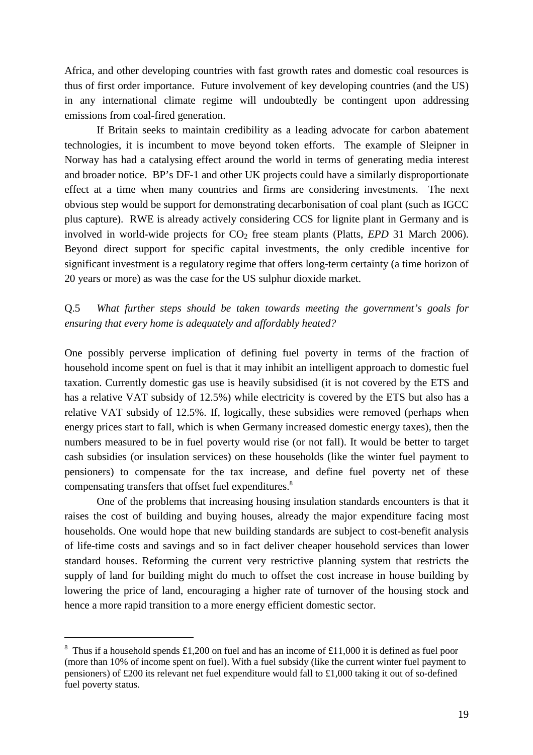Africa, and other developing countries with fast growth rates and domestic coal resources is thus of first order importance. Future involvement of key developing countries (and the US) in any international climate regime will undoubtedly be contingent upon addressing emissions from coal-fired generation.

If Britain seeks to maintain credibility as a leading advocate for carbon abatement technologies, it is incumbent to move beyond token efforts. The example of Sleipner in Norway has had a catalysing effect around the world in terms of generating media interest and broader notice. BP's DF-1 and other UK projects could have a similarly disproportionate effect at a time when many countries and firms are considering investments. The next obvious step would be support for demonstrating decarbonisation of coal plant (such as IGCC plus capture). RWE is already actively considering CCS for lignite plant in Germany and is involved in world-wide projects for $CO_2$ free steam plants (Platts, *EPD* 31 March 2006). Beyond direct support for specific capital investments, the only credible incentive for significant investment is a regulatory regime that offers long-term certainty (a time horizon of 20 years or more) as was the case for the US sulphur dioxide market.

Q.5 *What further steps should be taken towards meeting the government's goals for ensuring that every home is adequately and affordably heated?*

One possibly perverse implication of defining fuel poverty in terms of the fraction of household income spent on fuel is that it may inhibit an intelligent approach to domestic fuel taxation. Currently domestic gas use is heavily subsidised (it is not covered by the ETS and has a relative VAT subsidy of 12.5%) while electricity is covered by the ETS but also has a relative VAT subsidy of 12.5%. If, logically, these subsidies were removed (perhaps when energy prices start to fall, which is when Germany increased domestic energy taxes), then the numbers measured to be in fuel poverty would rise (or not fall). It would be better to target cash subsidies (or insulation services) on these households (like the winter fuel payment to pensioners) to compensate for the tax increase, and define fuel poverty net of these compensating transfers that offset fuel expenditures.[8]

One of the problems that increasing housing insulation standards encounters is that it raises the cost of building and buying houses, already the major expenditure facing most households. One would hope that new building standards are subject to cost-benefit analysis of life-time costs and savings and so in fact deliver cheaper household services than lower standard houses. Reforming the current very restrictive planning system that restricts the supply of land for building might do much to offset the cost increase in house building by lowering the price of land, encouraging a higher rate of turnover of the housing stock and hence a more rapid transition to a more energy efficient domestic sector.

---

[8] Thus if a household spends £1,200 on fuel and has an income of £11,000 it is defined as fuel poor (more than 10% of income spent on fuel). With a fuel subsidy (like the current winter fuel payment to pensioners) of £200 its relevant net fuel expenditure would fall to £1,000 taking it out of so-defined fuel poverty status.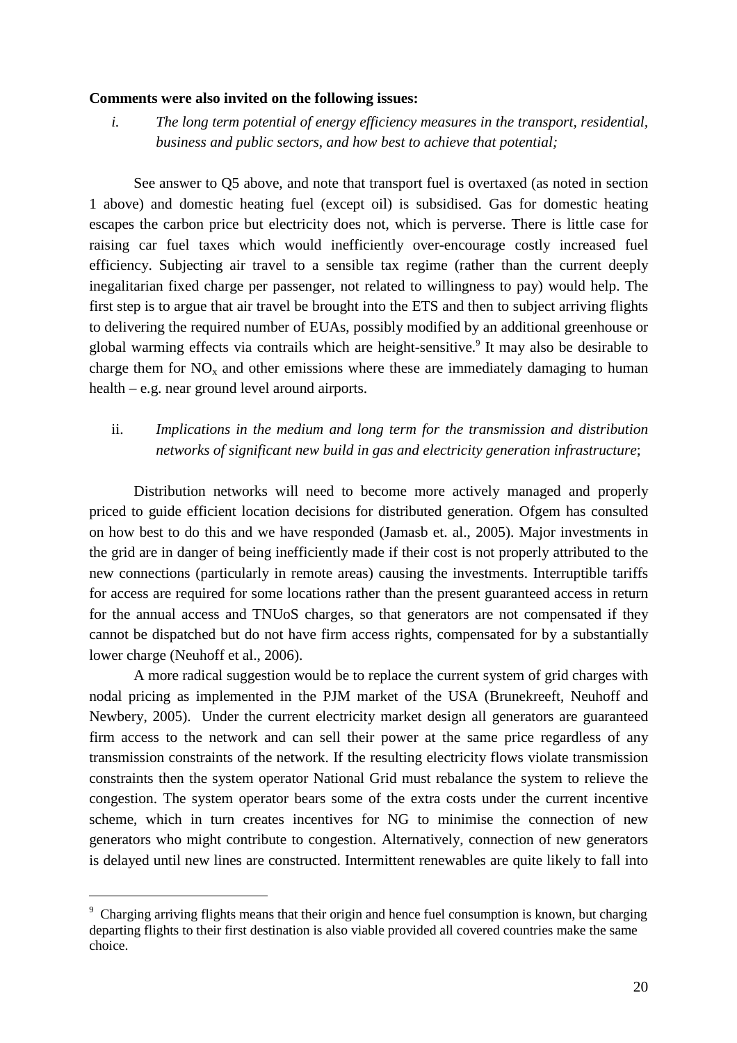**Comments were also invited on the following issues:**

*i. The long term potential of energy efficiency measures in the transport, residential, business and public sectors, and how best to achieve that potential;*

See answer to Q5 above, and note that transport fuel is overtaxed (as noted in section 1 above) and domestic heating fuel (except oil) is subsidised. Gas for domestic heating escapes the carbon price but electricity does not, which is perverse. There is little case for raising car fuel taxes which would inefficiently over-encourage costly increased fuel efficiency. Subjecting air travel to a sensible tax regime (rather than the current deeply inegalitarian fixed charge per passenger, not related to willingness to pay) would help. The first step is to argue that air travel be brought into the ETS and then to subject arriving flights to delivering the required number of EUAs, possibly modified by an additional greenhouse or global warming effects via contrails which are height-sensitive.[9] It may also be desirable to charge them for $NO_x$ and other emissions where these are immediately damaging to human health – e.g. near ground level around airports.

ii. *Implications in the medium and long term for the transmission and distribution networks of significant new build in gas and electricity generation infrastructure*;

Distribution networks will need to become more actively managed and properly priced to guide efficient location decisions for distributed generation. Ofgem has consulted on how best to do this and we have responded (Jamasb et. al., 2005). Major investments in the grid are in danger of being inefficiently made if their cost is not properly attributed to the new connections (particularly in remote areas) causing the investments. Interruptible tariffs for access are required for some locations rather than the present guaranteed access in return for the annual access and TNUoS charges, so that generators are not compensated if they cannot be dispatched but do not have firm access rights, compensated for by a substantially lower charge (Neuhoff et al., 2006).

A more radical suggestion would be to replace the current system of grid charges with nodal pricing as implemented in the PJM market of the USA (Brunekreeft, Neuhoff and Newbery, 2005). Under the current electricity market design all generators are guaranteed firm access to the network and can sell their power at the same price regardless of any transmission constraints of the network. If the resulting electricity flows violate transmission constraints then the system operator National Grid must rebalance the system to relieve the congestion. The system operator bears some of the extra costs under the current incentive scheme, which in turn creates incentives for NG to minimise the connection of new generators who might contribute to congestion. Alternatively, connection of new generators is delayed until new lines are constructed. Intermittent renewables are quite likely to fall into

[9] Charging arriving flights means that their origin and hence fuel consumption is known, but charging departing flights to their first destination is also viable provided all covered countries make the same choice.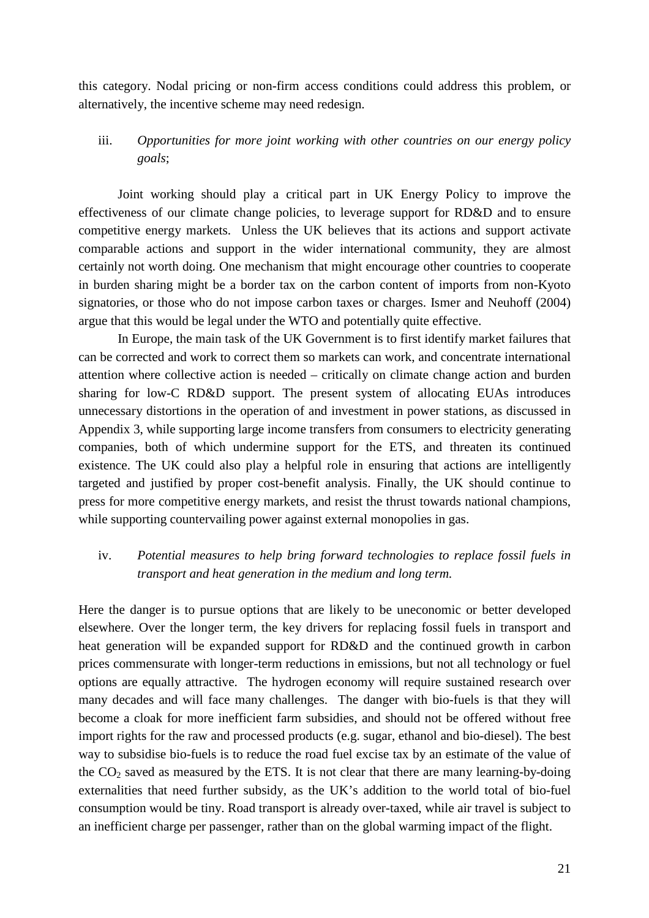this category. Nodal pricing or non-firm access conditions could address this problem, or alternatively, the incentive scheme may need redesign.

iii. *Opportunities for more joint working with other countries on our energy policy goals*;

Joint working should play a critical part in UK Energy Policy to improve the effectiveness of our climate change policies, to leverage support for RD&D and to ensure competitive energy markets. Unless the UK believes that its actions and support activate comparable actions and support in the wider international community, they are almost certainly not worth doing. One mechanism that might encourage other countries to cooperate in burden sharing might be a border tax on the carbon content of imports from non-Kyoto signatories, or those who do not impose carbon taxes or charges. Ismer and Neuhoff (2004) argue that this would be legal under the WTO and potentially quite effective.

In Europe, the main task of the UK Government is to first identify market failures that can be corrected and work to correct them so markets can work, and concentrate international attention where collective action is needed – critically on climate change action and burden sharing for low-C RD&D support. The present system of allocating EUAs introduces unnecessary distortions in the operation of and investment in power stations, as discussed in Appendix 3, while supporting large income transfers from consumers to electricity generating companies, both of which undermine support for the ETS, and threaten its continued existence. The UK could also play a helpful role in ensuring that actions are intelligently targeted and justified by proper cost-benefit analysis. Finally, the UK should continue to press for more competitive energy markets, and resist the thrust towards national champions, while supporting countervailing power against external monopolies in gas.

iv. *Potential measures to help bring forward technologies to replace fossil fuels in transport and heat generation in the medium and long term.*

Here the danger is to pursue options that are likely to be uneconomic or better developed elsewhere. Over the longer term, the key drivers for replacing fossil fuels in transport and heat generation will be expanded support for RD&D and the continued growth in carbon prices commensurate with longer-term reductions in emissions, but not all technology or fuel options are equally attractive. The hydrogen economy will require sustained research over many decades and will face many challenges. The danger with bio-fuels is that they will become a cloak for more inefficient farm subsidies, and should not be offered without free import rights for the raw and processed products (e.g. sugar, ethanol and bio-diesel). The best way to subsidise bio-fuels is to reduce the road fuel excise tax by an estimate of the value of the $CO_2$ saved as measured by the ETS. It is not clear that there are many learning-by-doing externalities that need further subsidy, as the UK's addition to the world total of bio-fuel consumption would be tiny. Road transport is already over-taxed, while air travel is subject to an inefficient charge per passenger, rather than on the global warming impact of the flight.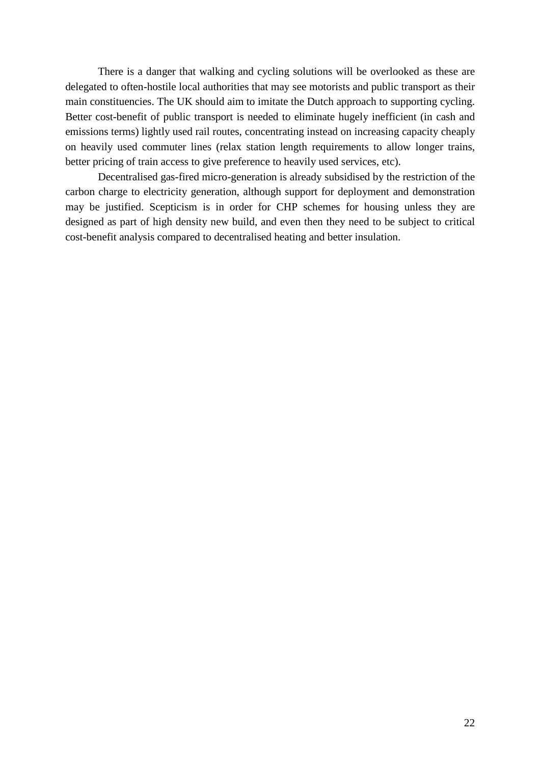There is a danger that walking and cycling solutions will be overlooked as these are delegated to often-hostile local authorities that may see motorists and public transport as their main constituencies. The UK should aim to imitate the Dutch approach to supporting cycling. Better cost-benefit of public transport is needed to eliminate hugely inefficient (in cash and emissions terms) lightly used rail routes, concentrating instead on increasing capacity cheaply on heavily used commuter lines (relax station length requirements to allow longer trains, better pricing of train access to give preference to heavily used services, etc).

Decentralised gas-fired micro-generation is already subsidised by the restriction of the carbon charge to electricity generation, although support for deployment and demonstration may be justified. Scepticism is in order for CHP schemes for housing unless they are designed as part of high density new build, and even then they need to be subject to critical cost-benefit analysis compared to decentralised heating and better insulation.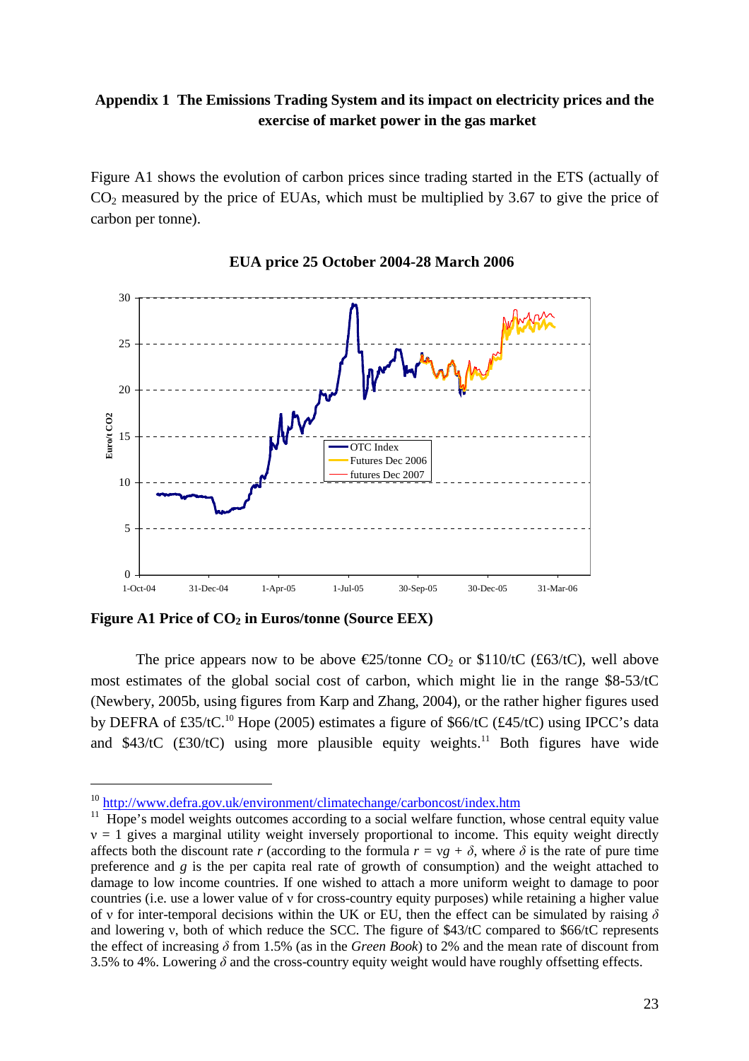## Appendix 1 The Emissions Trading System and its impact on electricity prices and the exercise of market power in the gas market

Figure A1 shows the evolution of carbon prices since trading started in the ETS (actually of $CO_2$ measured by the price of EUAs, which must be multiplied by 3.67 to give the price of carbon per tonne).

**EUA price 25 October 2004-28 March 2006**

**Figure A1 Price of $CO_2$ in Euros/tonne (Source EEX)**

The price appears now to be above €25/tonne $CO_2$ or \$110/tC (£63/tC), well above most estimates of the global social cost of carbon, which might lie in the range \$8-53/tC (Newbery, 2005b, using figures from Karp and Zhang, 2004), or the rather higher figures used by DEFRA of £35/tC.[10] Hope (2005) estimates a figure of \$66/tC (£45/tC) using IPCC's data and \$43/tC (£30/tC) using more plausible equity weights.[11] Both figures have wide

---

[10] http://www.defra.gov.uk/environment/climatechange/carboncost/index.htm

[11] Hope's model weights outcomes according to a social welfare function, whose central equity value $\nu = 1$ gives a marginal utility weight inversely proportional to income. This equity weight directly affects both the discount rate $r$ (according to the formula $r = \nu g + \delta$, where $\delta$ is the rate of pure time preference and $g$ is the per capita real rate of growth of consumption) and the weight attached to damage to low income countries. If one wished to attach a more uniform weight to damage to poor countries (i.e. use a lower value of $\nu$ for cross-country equity purposes) while retaining a higher value of $\nu$ for inter-temporal decisions within the UK or EU, then the effect can be simulated by raising $\delta$ and lowering $\nu$, both of which reduce the SCC. The figure of \$43/tC compared to \$66/tC represents the effect of increasing $\delta$ from 1.5% (as in the *Green Book*) to 2% and the mean rate of discount from 3.5% to 4%. Lowering $\delta$ and the cross-country equity weight would have roughly offsetting effects.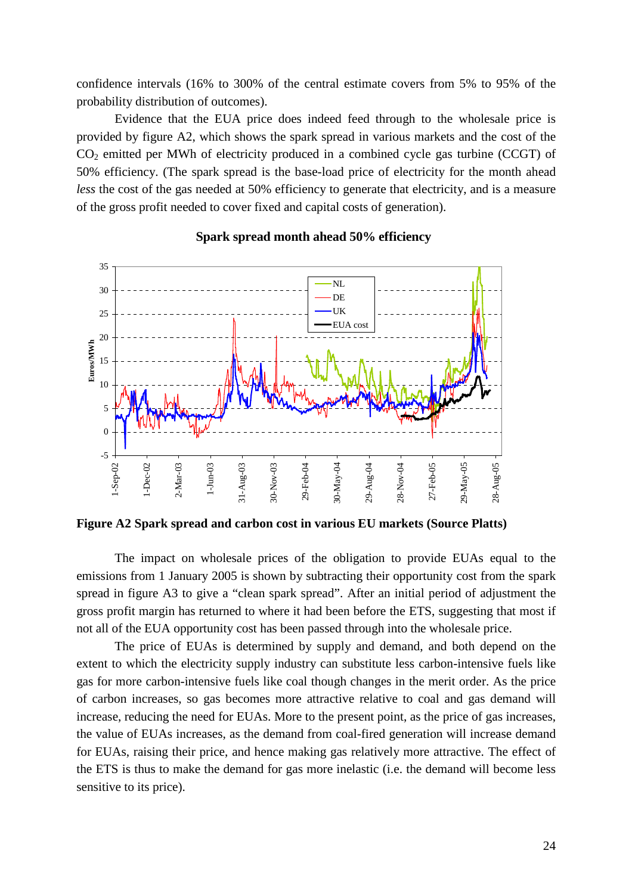confidence intervals (16% to 300% of the central estimate covers from 5% to 95% of the probability distribution of outcomes).

Evidence that the EUA price does indeed feed through to the wholesale price is provided by figure A2, which shows the spark spread in various markets and the cost of the $CO_2$ emitted per MWh of electricity produced in a combined cycle gas turbine (CCGT) of 50% efficiency. (The spark spread is the base-load price of electricity for the month ahead *less* the cost of the gas needed at 50% efficiency to generate that electricity, and is a measure of the gross profit needed to cover fixed and capital costs of generation).

**Spark spread month ahead 50% efficiency**

**Figure A2 Spark spread and carbon cost in various EU markets (Source Platts)**

The impact on wholesale prices of the obligation to provide EUAs equal to the emissions from 1 January 2005 is shown by subtracting their opportunity cost from the spark spread in figure A3 to give a "clean spark spread". After an initial period of adjustment the gross profit margin has returned to where it had been before the ETS, suggesting that most if not all of the EUA opportunity cost has been passed through into the wholesale price.

The price of EUAs is determined by supply and demand, and both depend on the extent to which the electricity supply industry can substitute less carbon-intensive fuels like gas for more carbon-intensive fuels like coal though changes in the merit order. As the price of carbon increases, so gas becomes more attractive relative to coal and gas demand will increase, reducing the need for EUAs. More to the present point, as the price of gas increases, the value of EUAs increases, as the demand from coal-fired generation will increase demand for EUAs, raising their price, and hence making gas relatively more attractive. The effect of the ETS is thus to make the demand for gas more inelastic (i.e. the demand will become less sensitive to its price).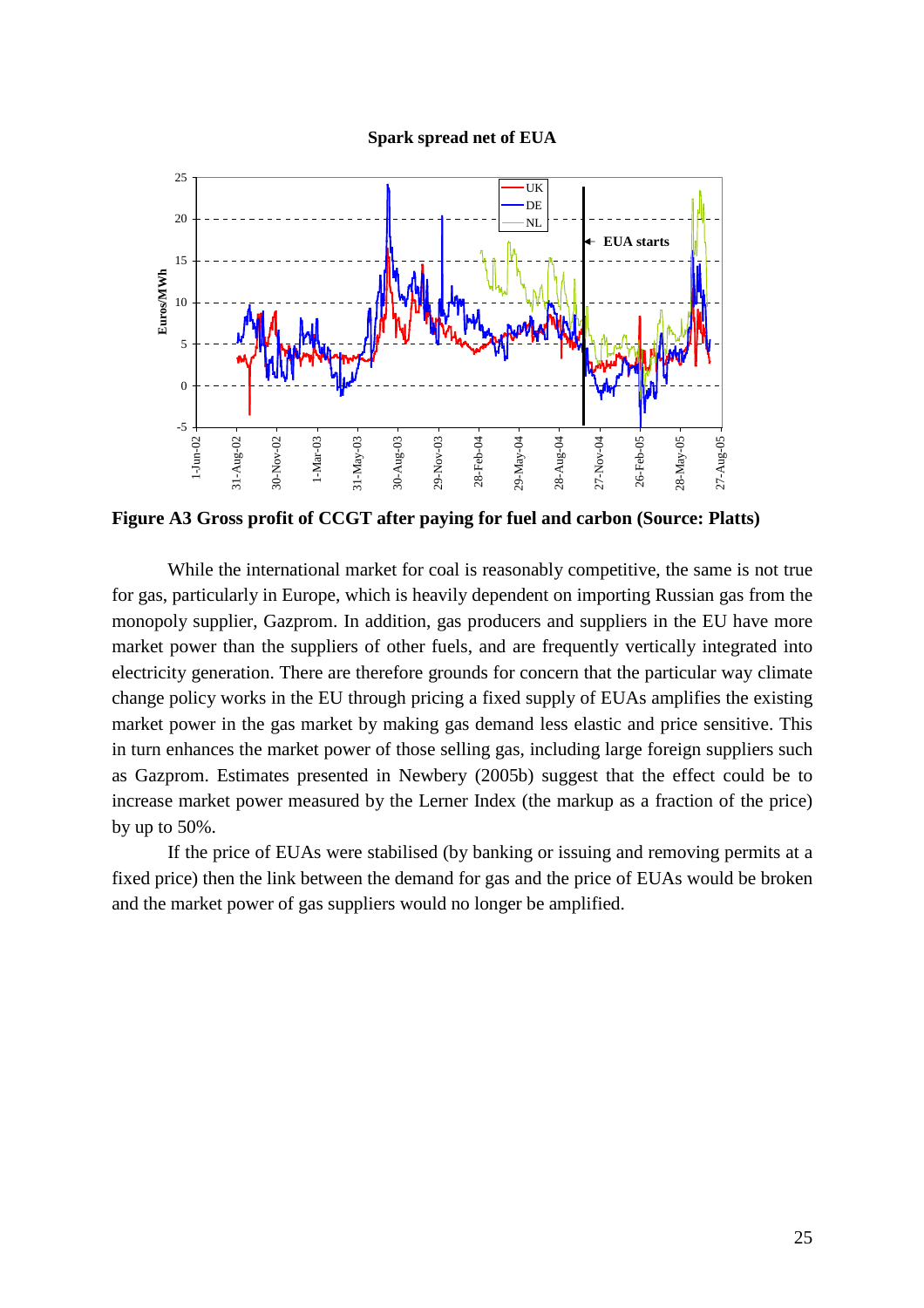**Spark spread net of EUA**

**Figure A3 Gross profit of CCGT after paying for fuel and carbon (Source: Platts)**

While the international market for coal is reasonably competitive, the same is not true for gas, particularly in Europe, which is heavily dependent on importing Russian gas from the monopoly supplier, Gazprom. In addition, gas producers and suppliers in the EU have more market power than the suppliers of other fuels, and are frequently vertically integrated into electricity generation. There are therefore grounds for concern that the particular way climate change policy works in the EU through pricing a fixed supply of EUAs amplifies the existing market power in the gas market by making gas demand less elastic and price sensitive. This in turn enhances the market power of those selling gas, including large foreign suppliers such as Gazprom. Estimates presented in Newbery (2005b) suggest that the effect could be to increase market power measured by the Lerner Index (the markup as a fraction of the price) by up to 50%.

If the price of EUAs were stabilised (by banking or issuing and removing permits at a fixed price) then the link between the demand for gas and the price of EUAs would be broken and the market power of gas suppliers would no longer be amplified.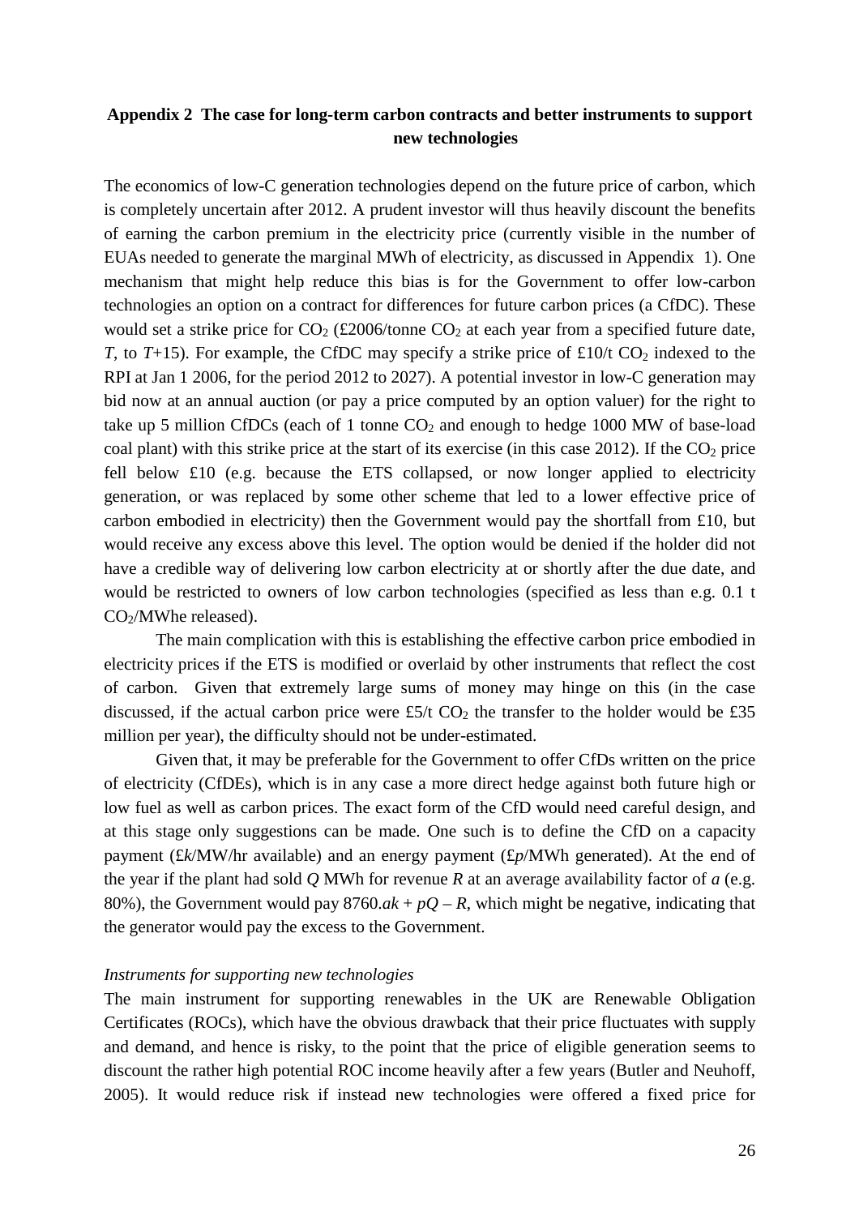## Appendix 2 The case for long-term carbon contracts and better instruments to support new technologies

The economics of low-C generation technologies depend on the future price of carbon, which is completely uncertain after 2012. A prudent investor will thus heavily discount the benefits of earning the carbon premium in the electricity price (currently visible in the number of EUAs needed to generate the marginal MWh of electricity, as discussed in Appendix 1). One mechanism that might help reduce this bias is for the Government to offer low-carbon technologies an option on a contract for differences for future carbon prices (a CfDC). These would set a strike price for $CO_2$ (£2006/tonne $CO_2$ at each year from a specified future date, *T*, to *T*+15). For example, the CfDC may specify a strike price of £10/t $CO_2$ indexed to the RPI at Jan 1 2006, for the period 2012 to 2027). A potential investor in low-C generation may bid now at an annual auction (or pay a price computed by an option valuer) for the right to take up 5 million CfDCs (each of 1 tonne $CO_2$ and enough to hedge 1000 MW of base-load coal plant) with this strike price at the start of its exercise (in this case 2012). If the $CO_2$ price fell below £10 (e.g. because the ETS collapsed, or now longer applied to electricity generation, or was replaced by some other scheme that led to a lower effective price of carbon embodied in electricity) then the Government would pay the shortfall from £10, but would receive any excess above this level. The option would be denied if the holder did not have a credible way of delivering low carbon electricity at or shortly after the due date, and would be restricted to owners of low carbon technologies (specified as less than e.g. 0.1 t $CO_2$/MWhe released).

The main complication with this is establishing the effective carbon price embodied in electricity prices if the ETS is modified or overlaid by other instruments that reflect the cost of carbon. Given that extremely large sums of money may hinge on this (in the case discussed, if the actual carbon price were £5/t $CO_2$ the transfer to the holder would be £35 million per year), the difficulty should not be under-estimated.

Given that, it may be preferable for the Government to offer CfDs written on the price of electricity (CfDEs), which is in any case a more direct hedge against both future high or low fuel as well as carbon prices. The exact form of the CfD would need careful design, and at this stage only suggestions can be made. One such is to define the CfD on a capacity payment (£*k*/MW/hr available) and an energy payment (£*p*/MWh generated). At the end of the year if the plant had sold *Q* MWh for revenue *R* at an average availability factor of *a* (e.g. 80%), the Government would pay $8760.ak + pQ - R$, which might be negative, indicating that the generator would pay the excess to the Government.

*Instruments for supporting new technologies*

The main instrument for supporting renewables in the UK are Renewable Obligation Certificates (ROCs), which have the obvious drawback that their price fluctuates with supply and demand, and hence is risky, to the point that the price of eligible generation seems to discount the rather high potential ROC income heavily after a few years (Butler and Neuhoff, 2005). It would reduce risk if instead new technologies were offered a fixed price for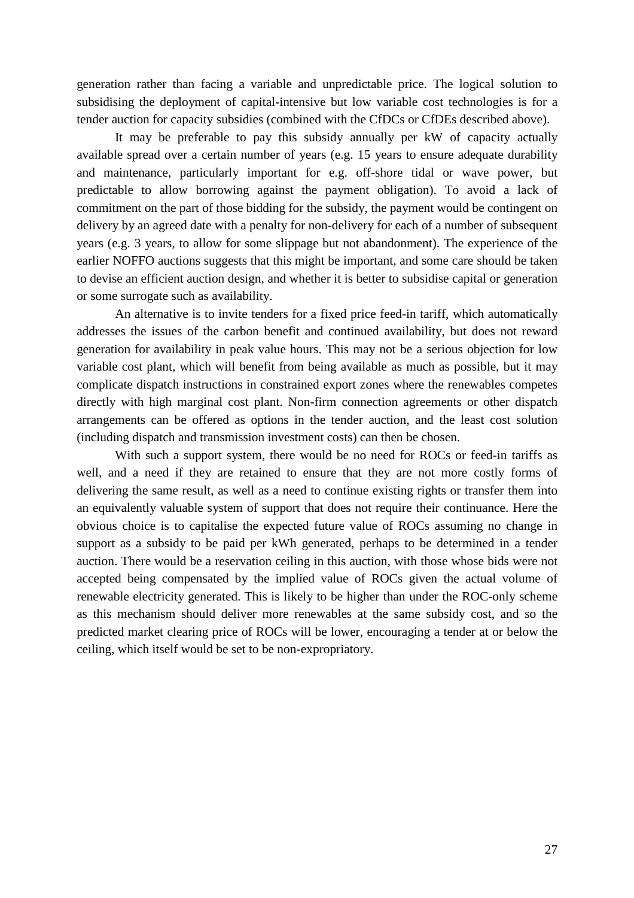generation rather than facing a variable and unpredictable price. The logical solution to subsidising the deployment of capital-intensive but low variable cost technologies is for a tender auction for capacity subsidies (combined with the CfDCs or CfDEs described above).

It may be preferable to pay this subsidy annually per kW of capacity actually available spread over a certain number of years (e.g. 15 years to ensure adequate durability and maintenance, particularly important for e.g. off-shore tidal or wave power, but predictable to allow borrowing against the payment obligation). To avoid a lack of commitment on the part of those bidding for the subsidy, the payment would be contingent on delivery by an agreed date with a penalty for non-delivery for each of a number of subsequent years (e.g. 3 years, to allow for some slippage but not abandonment). The experience of the earlier NOFFO auctions suggests that this might be important, and some care should be taken to devise an efficient auction design, and whether it is better to subsidise capital or generation or some surrogate such as availability.

An alternative is to invite tenders for a fixed price feed-in tariff, which automatically addresses the issues of the carbon benefit and continued availability, but does not reward generation for availability in peak value hours. This may not be a serious objection for low variable cost plant, which will benefit from being available as much as possible, but it may complicate dispatch instructions in constrained export zones where the renewables competes directly with high marginal cost plant. Non-firm connection agreements or other dispatch arrangements can be offered as options in the tender auction, and the least cost solution (including dispatch and transmission investment costs) can then be chosen.

With such a support system, there would be no need for ROCs or feed-in tariffs as well, and a need if they are retained to ensure that they are not more costly forms of delivering the same result, as well as a need to continue existing rights or transfer them into an equivalently valuable system of support that does not require their continuance. Here the obvious choice is to capitalise the expected future value of ROCs assuming no change in support as a subsidy to be paid per kWh generated, perhaps to be determined in a tender auction. There would be a reservation ceiling in this auction, with those whose bids were not accepted being compensated by the implied value of ROCs given the actual volume of renewable electricity generated. This is likely to be higher than under the ROC-only scheme as this mechanism should deliver more renewables at the same subsidy cost, and so the predicted market clearing price of ROCs will be lower, encouraging a tender at or below the ceiling, which itself would be set to be non-expropriatory.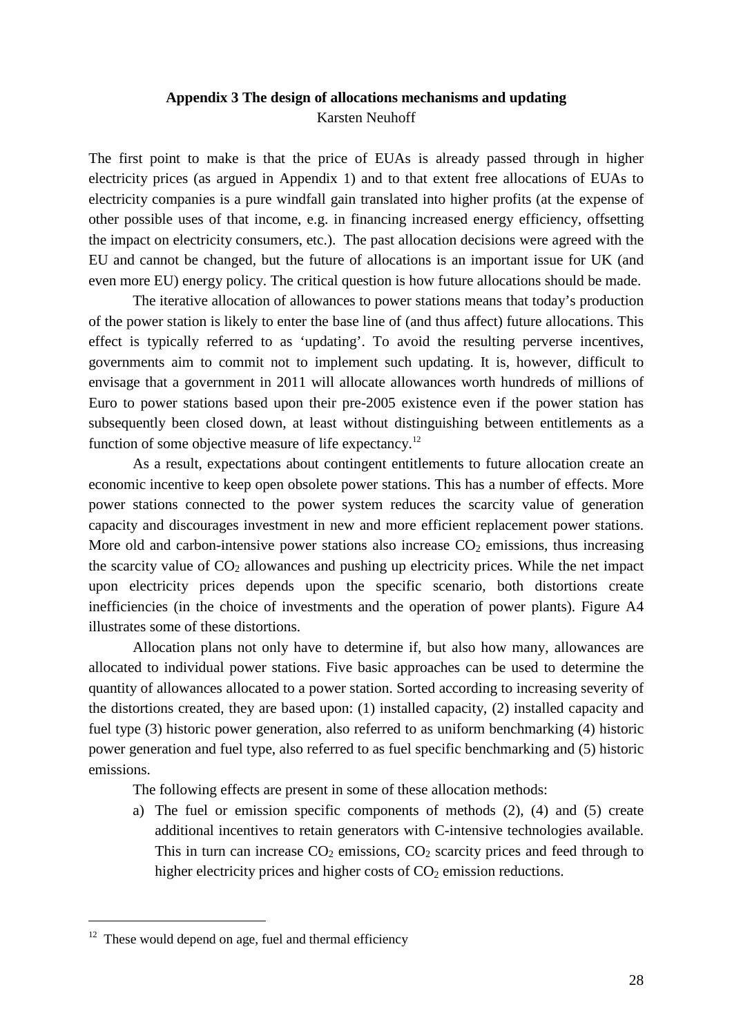## Appendix 3 The design of allocations mechanisms and updating

Karsten Neuhoff

The first point to make is that the price of EUAs is already passed through in higher electricity prices (as argued in Appendix 1) and to that extent free allocations of EUAs to electricity companies is a pure windfall gain translated into higher profits (at the expense of other possible uses of that income, e.g. in financing increased energy efficiency, offsetting the impact on electricity consumers, etc.). The past allocation decisions were agreed with the EU and cannot be changed, but the future of allocations is an important issue for UK (and even more EU) energy policy. The critical question is how future allocations should be made.

The iterative allocation of allowances to power stations means that today's production of the power station is likely to enter the base line of (and thus affect) future allocations. This effect is typically referred to as 'updating'. To avoid the resulting perverse incentives, governments aim to commit not to implement such updating. It is, however, difficult to envisage that a government in 2011 will allocate allowances worth hundreds of millions of Euro to power stations based upon their pre-2005 existence even if the power station has subsequently been closed down, at least without distinguishing between entitlements as a function of some objective measure of life expectancy.[12]

As a result, expectations about contingent entitlements to future allocation create an economic incentive to keep open obsolete power stations. This has a number of effects. More power stations connected to the power system reduces the scarcity value of generation capacity and discourages investment in new and more efficient replacement power stations. More old and carbon-intensive power stations also increase $CO_2$ emissions, thus increasing the scarcity value of $CO_2$ allowances and pushing up electricity prices. While the net impact upon electricity prices depends upon the specific scenario, both distortions create inefficiencies (in the choice of investments and the operation of power plants). Figure A4 illustrates some of these distortions.

Allocation plans not only have to determine if, but also how many, allowances are allocated to individual power stations. Five basic approaches can be used to determine the quantity of allowances allocated to a power station. Sorted according to increasing severity of the distortions created, they are based upon: (1) installed capacity, (2) installed capacity and fuel type (3) historic power generation, also referred to as uniform benchmarking (4) historic power generation and fuel type, also referred to as fuel specific benchmarking and (5) historic emissions.

The following effects are present in some of these allocation methods:

a) The fuel or emission specific components of methods (2), (4) and (5) create additional incentives to retain generators with C-intensive technologies available. This in turn can increase $CO_2$ emissions, $CO_2$ scarcity prices and feed through to higher electricity prices and higher costs of $CO_2$ emission reductions.

---

[12] These would depend on age, fuel and thermal efficiency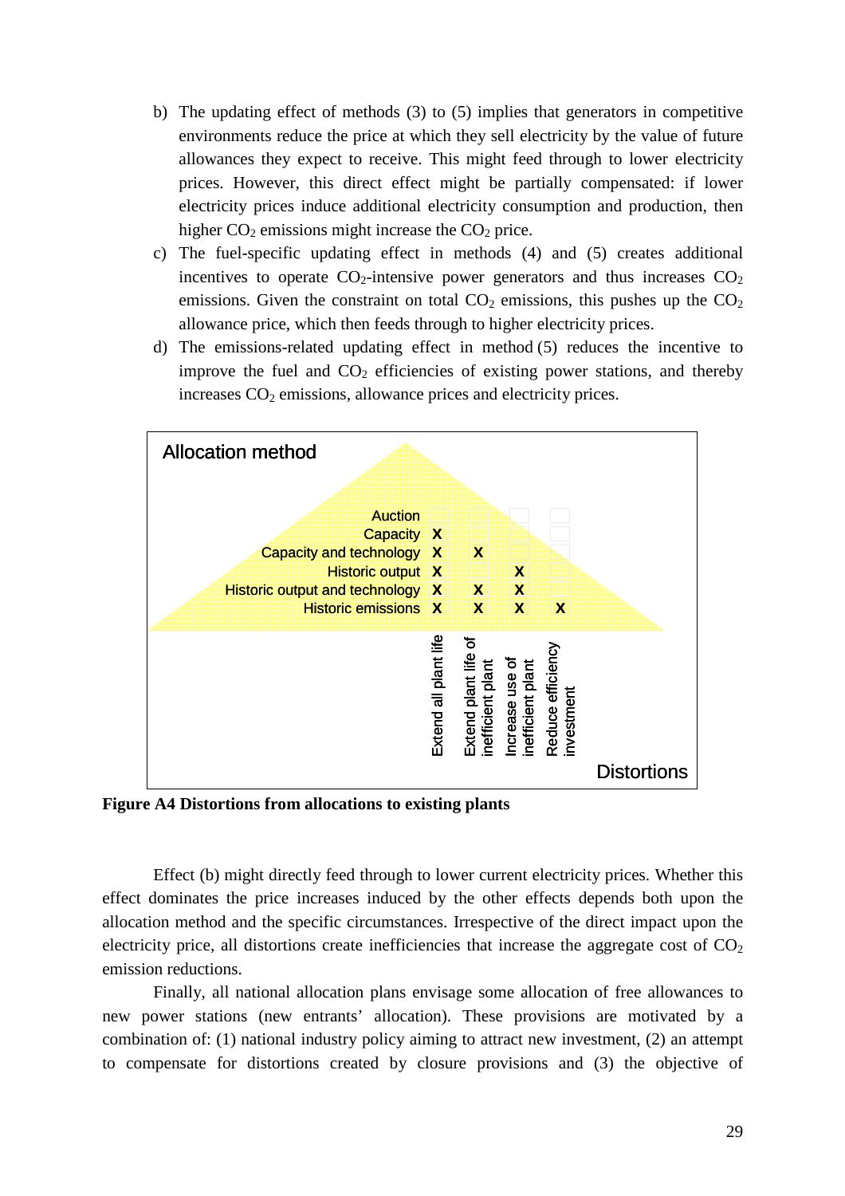b) The updating effect of methods (3) to (5) implies that generators in competitive environments reduce the price at which they sell electricity by the value of future allowances they expect to receive. This might feed through to lower electricity prices. However, this direct effect might be partially compensated: if lower electricity prices induce additional electricity consumption and production, then higher $CO_2$ emissions might increase the $CO_2$ price.

c) The fuel-specific updating effect in methods (4) and (5) creates additional incentives to operate $CO_2$-intensive power generators and thus increases $CO_2$ emissions. Given the constraint on total $CO_2$ emissions, this pushes up the $CO_2$ allowance price, which then feeds through to higher electricity prices.

d) The emissions-related updating effect in method (5) reduces the incentive to improve the fuel and $CO_2$ efficiencies of existing power stations, and thereby increases $CO_2$ emissions, allowance prices and electricity prices.

| Allocation method | Extend all plant life | Extend plant life of inefficient plant | Increase use of inefficient plant | Reduce efficiency investment |
|---|---|---|---|---|
| Auction | | | | |
| Capacity | X | | | |
| Capacity and technology | X | X | | |
| Historic output | X | | X | |
| Historic output and technology | X | X | X | |
| Historic emissions | X | X | X | X |

**Figure A4 Distortions from allocations to existing plants**

Effect (b) might directly feed through to lower current electricity prices. Whether this effect dominates the price increases induced by the other effects depends both upon the allocation method and the specific circumstances. Irrespective of the direct impact upon the electricity price, all distortions create inefficiencies that increase the aggregate cost of $CO_2$ emission reductions.

Finally, all national allocation plans envisage some allocation of free allowances to new power stations (new entrants' allocation). These provisions are motivated by a combination of: (1) national industry policy aiming to attract new investment, (2) an attempt to compensate for distortions created by closure provisions and (3) the objective of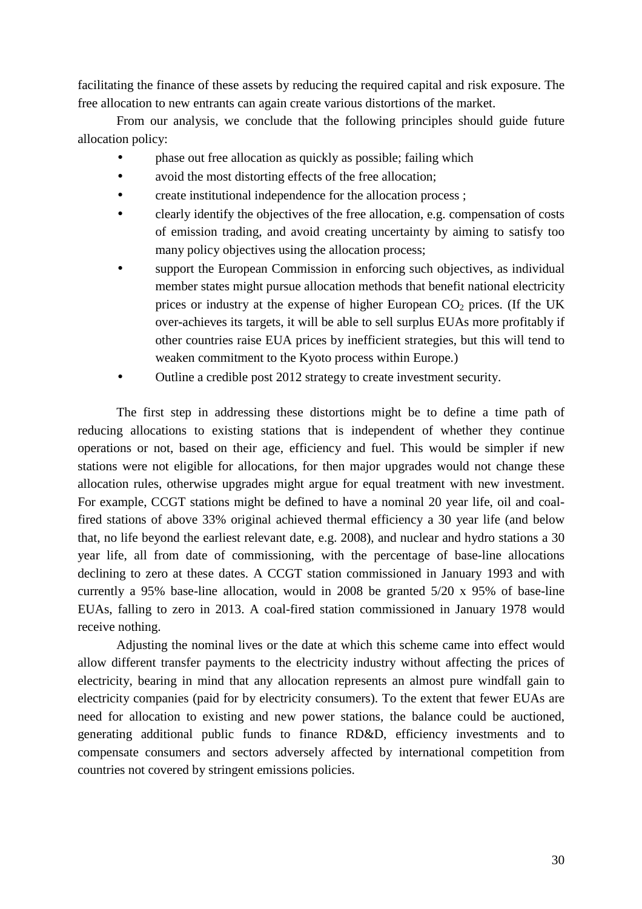facilitating the finance of these assets by reducing the required capital and risk exposure. The free allocation to new entrants can again create various distortions of the market.

From our analysis, we conclude that the following principles should guide future allocation policy:

- phase out free allocation as quickly as possible; failing which
- avoid the most distorting effects of the free allocation;
- create institutional independence for the allocation process ;
- clearly identify the objectives of the free allocation, e.g. compensation of costs of emission trading, and avoid creating uncertainty by aiming to satisfy too many policy objectives using the allocation process;
- support the European Commission in enforcing such objectives, as individual member states might pursue allocation methods that benefit national electricity prices or industry at the expense of higher European $CO_2$ prices. (If the UK over-achieves its targets, it will be able to sell surplus EUAs more profitably if other countries raise EUA prices by inefficient strategies, but this will tend to weaken commitment to the Kyoto process within Europe.)
- Outline a credible post 2012 strategy to create investment security.

The first step in addressing these distortions might be to define a time path of reducing allocations to existing stations that is independent of whether they continue operations or not, based on their age, efficiency and fuel. This would be simpler if new stations were not eligible for allocations, for then major upgrades would not change these allocation rules, otherwise upgrades might argue for equal treatment with new investment. For example, CCGT stations might be defined to have a nominal 20 year life, oil and coal-fired stations of above 33% original achieved thermal efficiency a 30 year life (and below that, no life beyond the earliest relevant date, e.g. 2008), and nuclear and hydro stations a 30 year life, all from date of commissioning, with the percentage of base-line allocations declining to zero at these dates. A CCGT station commissioned in January 1993 and with currently a 95% base-line allocation, would in 2008 be granted 5/20 x 95% of base-line EUAs, falling to zero in 2013. A coal-fired station commissioned in January 1978 would receive nothing.

Adjusting the nominal lives or the date at which this scheme came into effect would allow different transfer payments to the electricity industry without affecting the prices of electricity, bearing in mind that any allocation represents an almost pure windfall gain to electricity companies (paid for by electricity consumers). To the extent that fewer EUAs are need for allocation to existing and new power stations, the balance could be auctioned, generating additional public funds to finance RD&D, efficiency investments and to compensate consumers and sectors adversely affected by international competition from countries not covered by stringent emissions policies.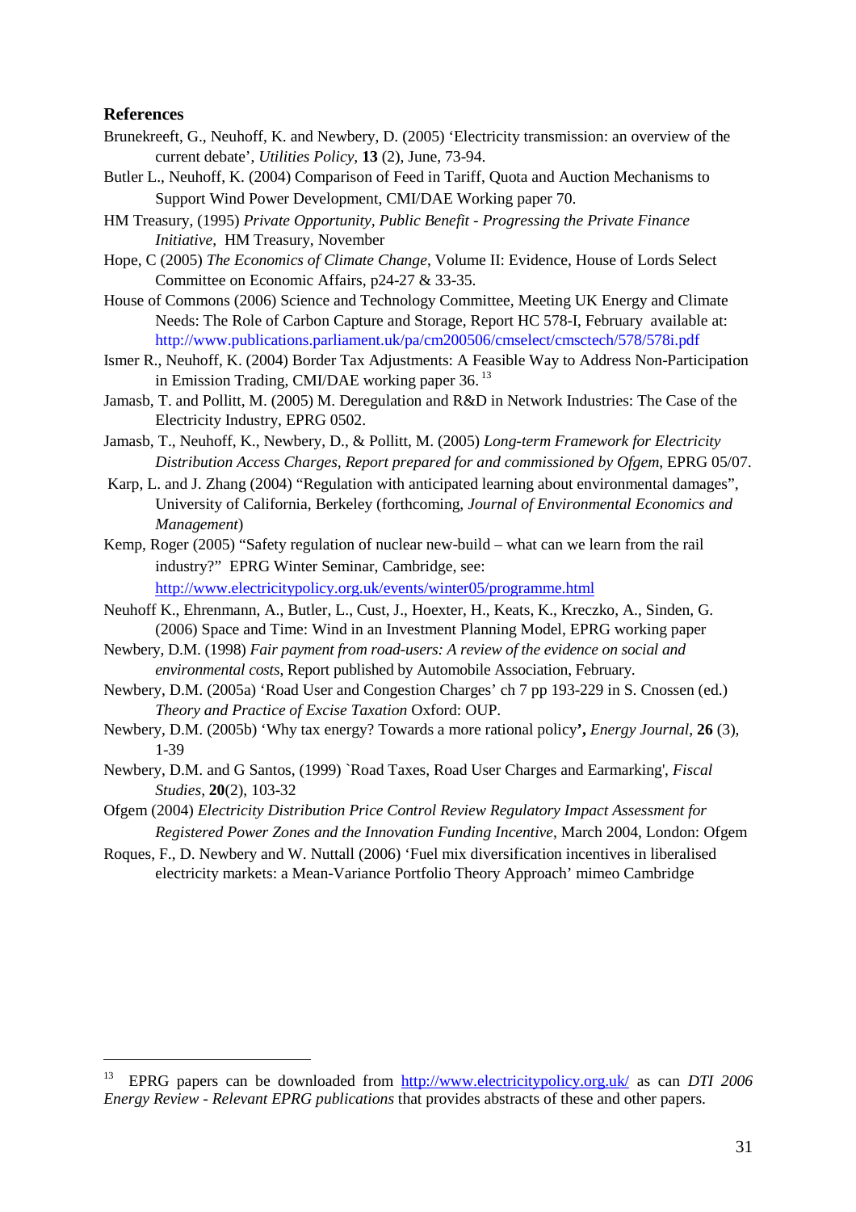## References

Brunekreeft, G., Neuhoff, K. and Newbery, D. (2005) 'Electricity transmission: an overview of the current debate', *Utilities Policy*, **13** (2), June, 73-94.

Butler L., Neuhoff, K. (2004) Comparison of Feed in Tariff, Quota and Auction Mechanisms to Support Wind Power Development, CMI/DAE Working paper 70.

HM Treasury, (1995) *Private Opportunity, Public Benefit - Progressing the Private Finance Initiative*, HM Treasury, November

Hope, C (2005) *The Economics of Climate Change*, Volume II: Evidence, House of Lords Select Committee on Economic Affairs, p24-27 & 33-35.

House of Commons (2006) Science and Technology Committee, Meeting UK Energy and Climate Needs: The Role of Carbon Capture and Storage, Report HC 578-I, February available at: http://www.publications.parliament.uk/pa/cm200506/cmselect/cmsctech/578/578i.pdf

Ismer R., Neuhoff, K. (2004) Border Tax Adjustments: A Feasible Way to Address Non-Participation in Emission Trading, CMI/DAE working paper 36.[13]

Jamasb, T. and Pollitt, M. (2005) M. Deregulation and R&D in Network Industries: The Case of the Electricity Industry, EPRG 0502.

Jamasb, T., Neuhoff, K., Newbery, D., & Pollitt, M. (2005) *Long-term Framework for Electricity Distribution Access Charges, Report prepared for and commissioned by Ofgem*, EPRG 05/07.

Karp, L. and J. Zhang (2004) "Regulation with anticipated learning about environmental damages", University of California, Berkeley (forthcoming, *Journal of Environmental Economics and Management*)

Kemp, Roger (2005) "Safety regulation of nuclear new-build – what can we learn from the rail industry?" EPRG Winter Seminar, Cambridge, see: http://www.electricitypolicy.org.uk/events/winter05/programme.html

Neuhoff K., Ehrenmann, A., Butler, L., Cust, J., Hoexter, H., Keats, K., Kreczko, A., Sinden, G. (2006) Space and Time: Wind in an Investment Planning Model, EPRG working paper

Newbery, D.M. (1998) *Fair payment from road-users: A review of the evidence on social and environmental costs*, Report published by Automobile Association, February.

Newbery, D.M. (2005a) 'Road User and Congestion Charges' ch 7 pp 193-229 in S. Cnossen (ed.) *Theory and Practice of Excise Taxation* Oxford: OUP.

Newbery, D.M. (2005b) 'Why tax energy? Towards a more rational policy**'**, *Energy Journal*, **26** (3), 1-39

Newbery, D.M. and G Santos, (1999) `Road Taxes, Road User Charges and Earmarking', *Fiscal Studies*, **20**(2), 103-32

Ofgem (2004) *Electricity Distribution Price Control Review Regulatory Impact Assessment for Registered Power Zones and the Innovation Funding Incentive*, March 2004, London: Ofgem

Roques, F., D. Newbery and W. Nuttall (2006) 'Fuel mix diversification incentives in liberalised electricity markets: a Mean-Variance Portfolio Theory Approach' mimeo Cambridge

---

[13] EPRG papers can be downloaded from http://www.electricitypolicy.org.uk/ as can *DTI 2006 Energy Review - Relevant EPRG publications* that provides abstracts of these and other papers.